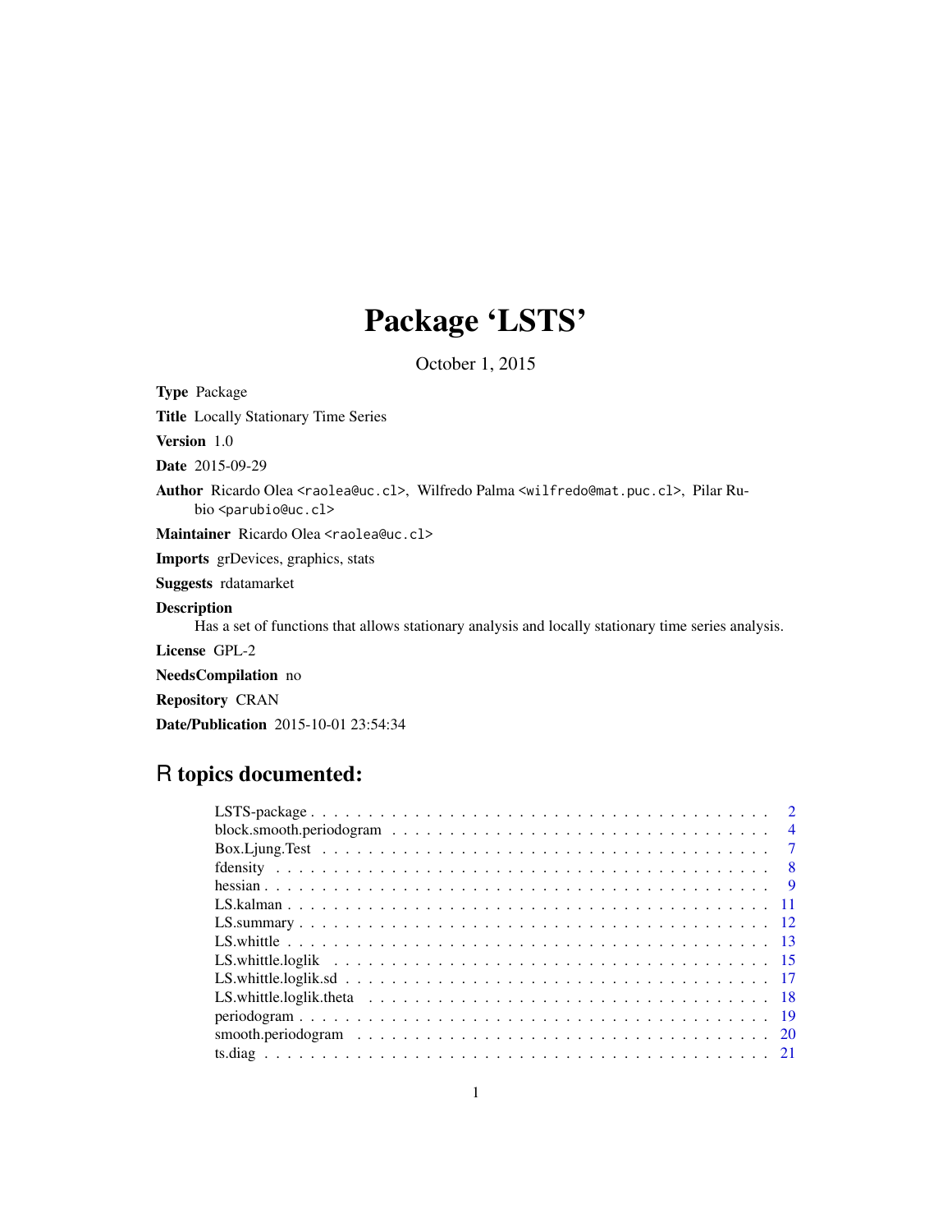# Package 'LSTS'

October 1, 2015

**Type** Package

**Title** Locally Stationary Time Series

**Version** 1.0

**Date** 2015-09-29

**Author** Ricardo Olea <raolea@uc.cl>, Wilfredo Palma <wilfredo@mat.puc.cl>, Pilar Rubio <parubio@uc.cl>

**Maintainer** Ricardo Olea <raolea@uc.cl>

**Imports** grDevices, graphics, stats

**Suggests** rdatamarket

**Description** Has a set of functions that allows stationary analysis and locally stationary time series analysis.

**License** GPL-2

**NeedsCompilation** no

**Repository** CRAN

**Date/Publication** 2015-10-01 23:54:34

## R topics documented:

- LSTS-package . . . . . . . . . . . . . . . . . . . . . . . . . . . . . . . . . . . . . . . 2
- block.smooth.periodogram . . . . . . . . . . . . . . . . . . . . . . . . . . . . . . . 4
- Box.Ljung.Test . . . . . . . . . . . . . . . . . . . . . . . . . . . . . . . . . . . . . . 7
- fdensity . . . . . . . . . . . . . . . . . . . . . . . . . . . . . . . . . . . . . . . . . . 8
- hessian . . . . . . . . . . . . . . . . . . . . . . . . . . . . . . . . . . . . . . . . . . 9
- LS.kalman . . . . . . . . . . . . . . . . . . . . . . . . . . . . . . . . . . . . . . . . 11
- LS.summary . . . . . . . . . . . . . . . . . . . . . . . . . . . . . . . . . . . . . . . 12
- LS.whittle . . . . . . . . . . . . . . . . . . . . . . . . . . . . . . . . . . . . . . . . 13
- LS.whittle.loglik . . . . . . . . . . . . . . . . . . . . . . . . . . . . . . . . . . . . . 15
- LS.whittle.loglik.sd . . . . . . . . . . . . . . . . . . . . . . . . . . . . . . . . . . . 17
- LS.whittle.loglik.theta . . . . . . . . . . . . . . . . . . . . . . . . . . . . . . . . . . 18
- periodogram . . . . . . . . . . . . . . . . . . . . . . . . . . . . . . . . . . . . . . . 19
- smooth.periodogram . . . . . . . . . . . . . . . . . . . . . . . . . . . . . . . . . . . 20
- ts.diag . . . . . . . . . . . . . . . . . . . . . . . . . . . . . . . . . . . . . . . . . . 21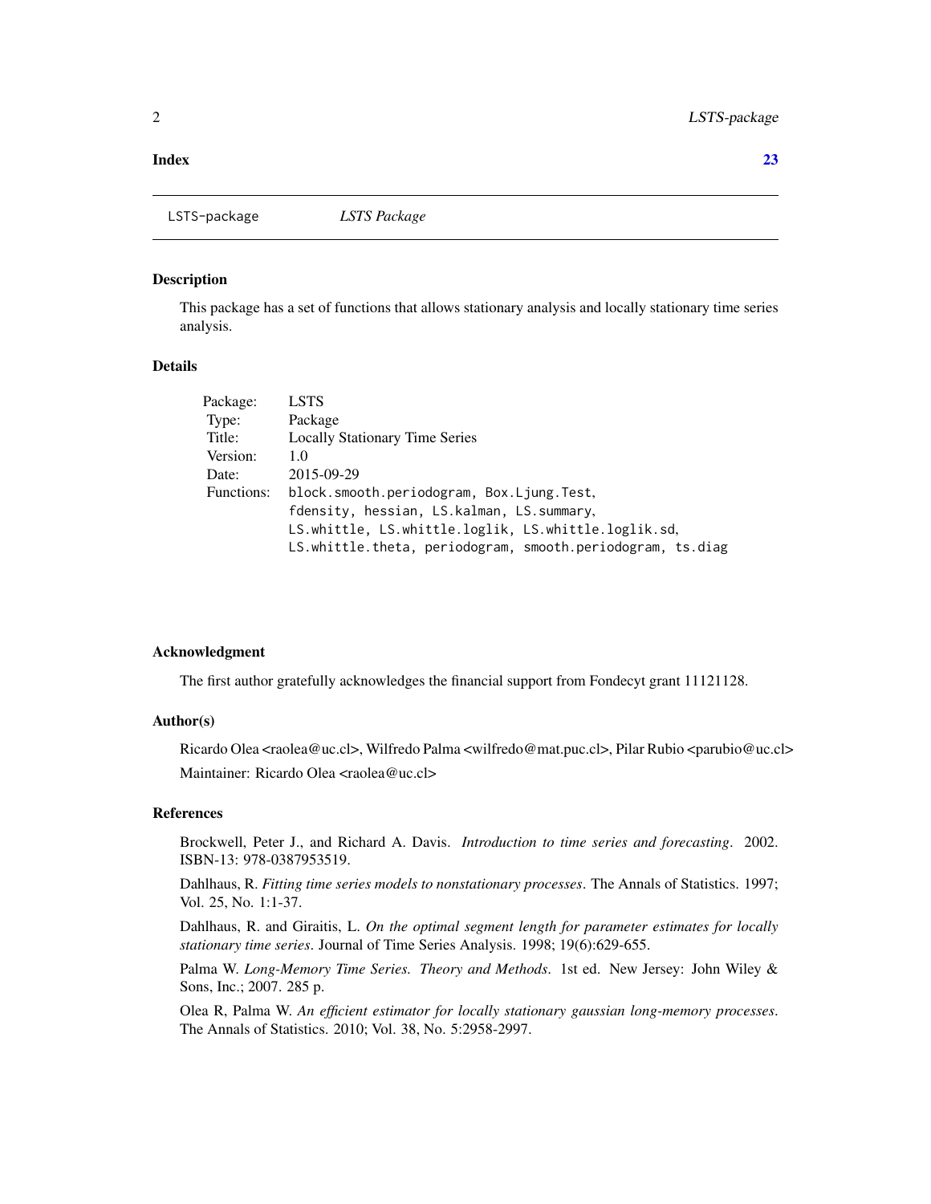**Index** **23**

---

LSTS-package *LSTS Package*

---

## Description

This package has a set of functions that allows stationary analysis and locally stationary time series analysis.

## Details

| | |
|---|---|
| Package: | LSTS |
| Type: | Package |
| Title: | Locally Stationary Time Series |
| Version: | 1.0 |
| Date: | 2015-09-29 |
| Functions: | `block.smooth.periodogram, Box.Ljung.Test,` `fdensity, hessian, LS.kalman, LS.summary,` `LS.whittle, LS.whittle.loglik, LS.whittle.loglik.sd,` `LS.whittle.theta, periodogram, smooth.periodogram, ts.diag` |

## Acknowledgment

The first author gratefully acknowledges the financial support from Fondecyt grant 11121128.

## Author(s)

Ricardo Olea <raolea@uc.cl>, Wilfredo Palma <wilfredo@mat.puc.cl>, Pilar Rubio <parubio@uc.cl>

Maintainer: Ricardo Olea <raolea@uc.cl>

## References

Brockwell, Peter J., and Richard A. Davis. *Introduction to time series and forecasting*. 2002. ISBN-13: 978-0387953519.

Dahlhaus, R. *Fitting time series models to nonstationary processes*. The Annals of Statistics. 1997; Vol. 25, No. 1:1-37.

Dahlhaus, R. and Giraitis, L. *On the optimal segment length for parameter estimates for locally stationary time series*. Journal of Time Series Analysis. 1998; 19(6):629-655.

Palma W. *Long-Memory Time Series. Theory and Methods*. 1st ed. New Jersey: John Wiley & Sons, Inc.; 2007. 285 p.

Olea R, Palma W. *An efficient estimator for locally stationary gaussian long-memory processes*. The Annals of Statistics. 2010; Vol. 38, No. 5:2958-2997.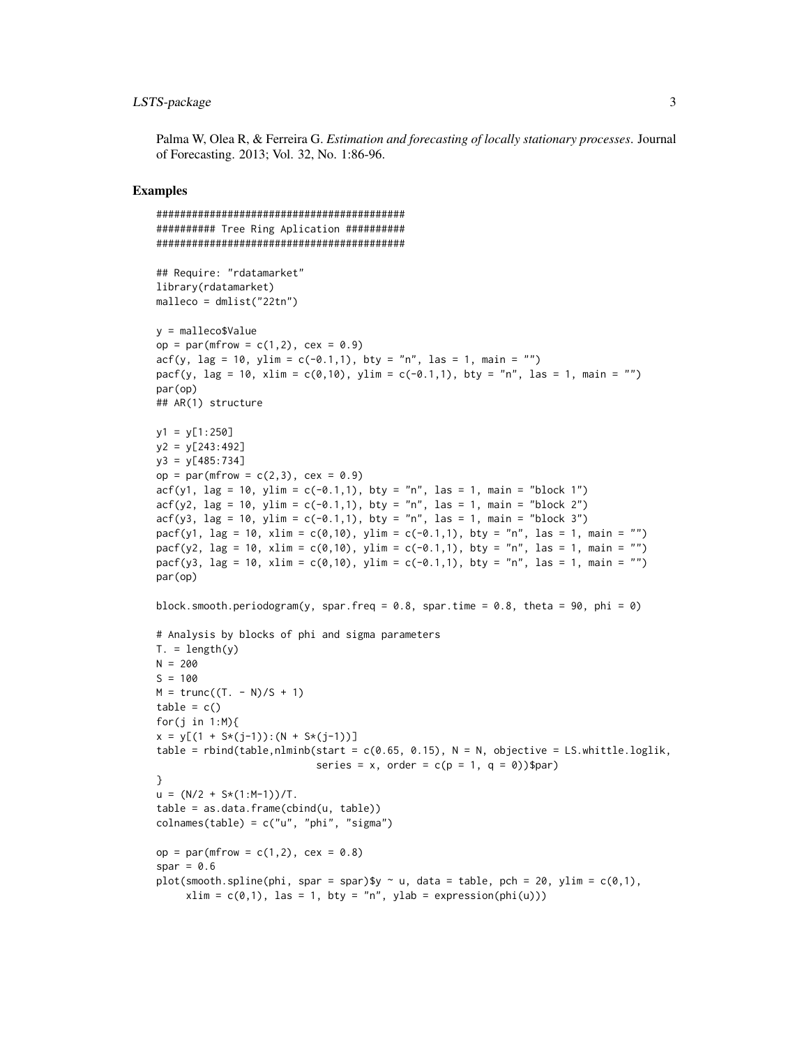Palma W, Olea R, & Ferreira G. *Estimation and forecasting of locally stationary processes*. Journal of Forecasting. 2013; Vol. 32, No. 1:86-96.

## Examples

```
##########################################
########## Tree Ring Aplication ##########
##########################################

## Require: "rdatamarket"
library(rdatamarket)
malleco = dmlist("22tn")

y = malleco$Value
op = par(mfrow = c(1,2), cex = 0.9)
acf(y, lag = 10, ylim = c(-0.1,1), bty = "n", las = 1, main = "")
pacf(y, lag = 10, xlim = c(0,10), ylim = c(-0.1,1), bty = "n", las = 1, main = "")
par(op)
## AR(1) structure

y1 = y[1:250]
y2 = y[243:492]
y3 = y[485:734]
op = par(mfrow = c(2,3), cex = 0.9)
acf(y1, lag = 10, ylim = c(-0.1,1), bty = "n", las = 1, main = "block 1")
acf(y2, lag = 10, ylim = c(-0.1,1), bty = "n", las = 1, main = "block 2")
acf(y3, lag = 10, ylim = c(-0.1,1), bty = "n", las = 1, main = "block 3")
pacf(y1, lag = 10, xlim = c(0,10), ylim = c(-0.1,1), bty = "n", las = 1, main = "")
pacf(y2, lag = 10, xlim = c(0,10), ylim = c(-0.1,1), bty = "n", las = 1, main = "")
pacf(y3, lag = 10, xlim = c(0,10), ylim = c(-0.1,1), bty = "n", las = 1, main = "")
par(op)

block.smooth.periodogram(y, spar.freq = 0.8, spar.time = 0.8, theta = 90, phi = 0)

# Analysis by blocks of phi and sigma parameters
T. = length(y)
N = 200
S = 100
M = trunc((T. - N)/S + 1)
table = c()
for(j in 1:M){
x = y[(1 + S*(j-1)):(N + S*(j-1))]
table = rbind(table,nlminb(start = c(0.65, 0.15), N = N, objective = LS.whittle.loglik,
                           series = x, order = c(p = 1, q = 0))$par)
}
u = (N/2 + S*(1:M-1))/T.
table = as.data.frame(cbind(u, table))
colnames(table) = c("u", "phi", "sigma")

op = par(mfrow = c(1,2), cex = 0.8)
spar = 0.6
plot(smooth.spline(phi, spar = spar)$y ~ u, data = table, pch = 20, ylim = c(0,1),
     xlim = c(0,1), las = 1, bty = "n", ylab = expression(phi(u)))
```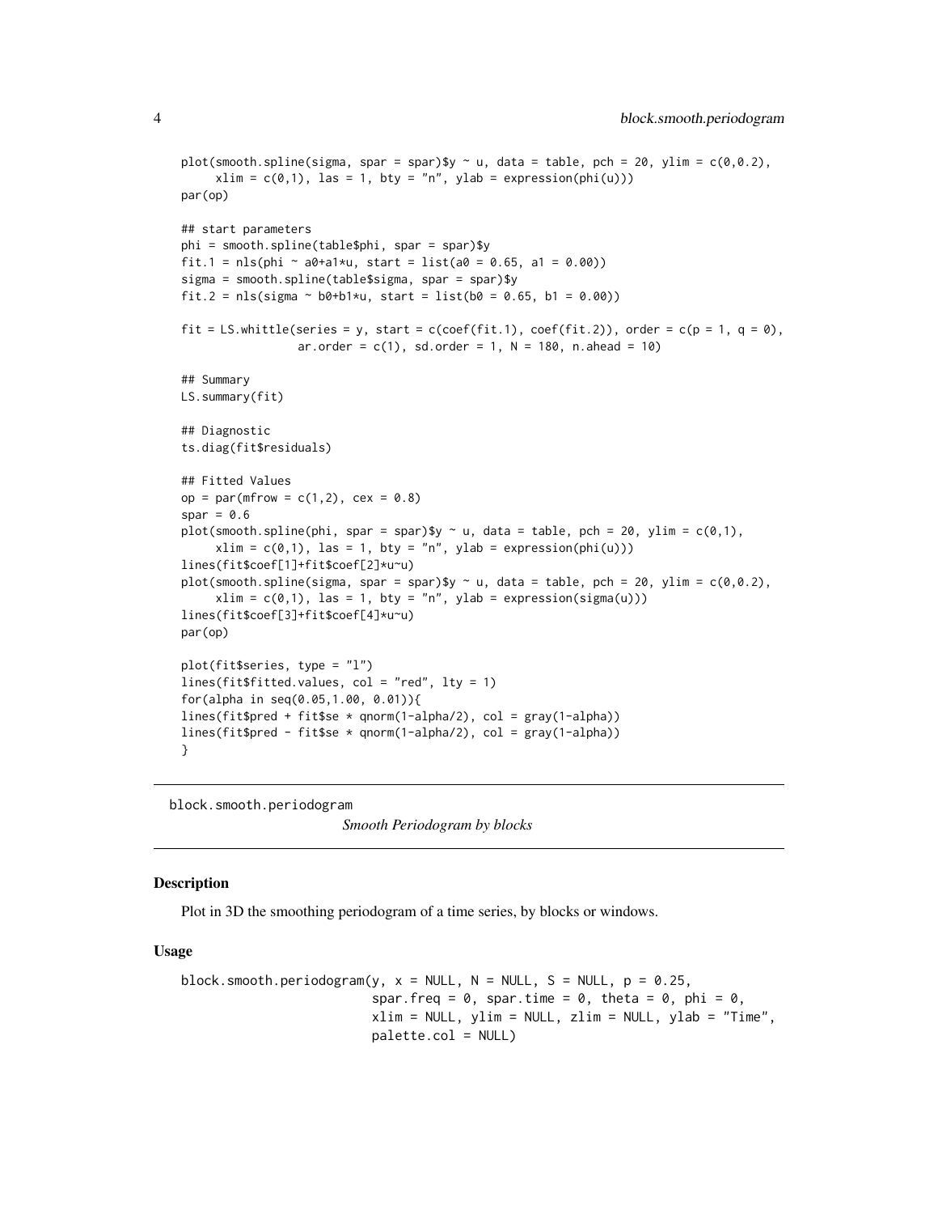```
plot(smooth.spline(sigma, spar = spar)$y ~ u, data = table, pch = 20, ylim = c(0,0.2),
     xlim = c(0,1), las = 1, bty = "n", ylab = expression(phi(u)))
par(op)

## start parameters
phi = smooth.spline(table$phi, spar = spar)$y
fit.1 = nls(phi ~ a0+a1*u, start = list(a0 = 0.65, a1 = 0.00))
sigma = smooth.spline(table$sigma, spar = spar)$y
fit.2 = nls(sigma ~ b0+b1*u, start = list(b0 = 0.65, b1 = 0.00))

fit = LS.whittle(series = y, start = c(coef(fit.1), coef(fit.2)), order = c(p = 1, q = 0),
                 ar.order = c(1), sd.order = 1, N = 180, n.ahead = 10)

## Summary
LS.summary(fit)

## Diagnostic
ts.diag(fit$residuals)

## Fitted Values
op = par(mfrow = c(1,2), cex = 0.8)
spar = 0.6
plot(smooth.spline(phi, spar = spar)$y ~ u, data = table, pch = 20, ylim = c(0,1),
     xlim = c(0,1), las = 1, bty = "n", ylab = expression(phi(u)))
lines(fit$coef[1]+fit$coef[2]*u~u)
plot(smooth.spline(sigma, spar = spar)$y ~ u, data = table, pch = 20, ylim = c(0,0.2),
     xlim = c(0,1), las = 1, bty = "n", ylab = expression(sigma(u)))
lines(fit$coef[3]+fit$coef[4]*u~u)
par(op)

plot(fit$series, type = "l")
lines(fit$fitted.values, col = "red", lty = 1)
for(alpha in seq(0.05,1.00, 0.01)){
lines(fit$pred + fit$se * qnorm(1-alpha/2), col = gray(1-alpha))
lines(fit$pred - fit$se * qnorm(1-alpha/2), col = gray(1-alpha))
}
```

---

## block.smooth.periodogram — *Smooth Periodogram by blocks*

### Description

Plot in 3D the smoothing periodogram of a time series, by blocks or windows.

### Usage

```
block.smooth.periodogram(y, x = NULL, N = NULL, S = NULL, p = 0.25,
                         spar.freq = 0, spar.time = 0, theta = 0, phi = 0,
                         xlim = NULL, ylim = NULL, zlim = NULL, ylab = "Time",
                         palette.col = NULL)
```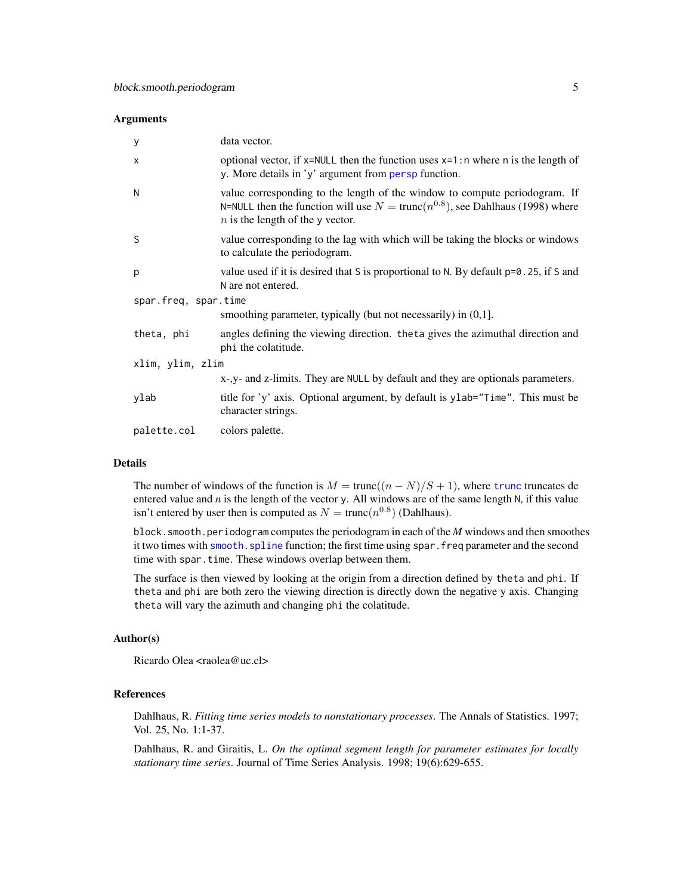### Arguments

| | |
|---|---|
| `y` | data vector. |
| `x` | optional vector, if `x=NULL` then the function uses `x=1:n` where `n` is the length of `y`. More details in 'y' argument from `persp` function. |
| `N` | value corresponding to the length of the window to compute periodogram. If `N=NULL` then the function will use $N = \text{trunc}(n^{0.8})$, see Dahlhaus (1998) where $n$ is the length of the `y` vector. |
| `S` | value corresponding to the lag with which will be taking the blocks or windows to calculate the periodogram. |
| `p` | value used if it is desired that `S` is proportional to `N`. By default `p=0.25`, if `S` and `N` are not entered. |
| `spar.freq, spar.time` | smoothing parameter, typically (but not necessarily) in (0,1]. |
| `theta, phi` | angles defining the viewing direction. `theta` gives the azimuthal direction and `phi` the colatitude. |
| `xlim, ylim, zlim` | x-,y- and z-limits. They are `NULL` by default and they are optionals parameters. |
| `ylab` | title for 'y' axis. Optional argument, by default is `ylab="Time"`. This must be character strings. |
| `palette.col` | colors palette. |

### Details

The number of windows of the function is $M = \text{trunc}((n - N)/S + 1)$, where `trunc` truncates de entered value and *n* is the length of the vector `y`. All windows are of the same length `N`, if this value isn't entered by user then is computed as $N = \text{trunc}(n^{0.8})$ (Dahlhaus).

`block.smooth.periodogram` computes the periodogram in each of the *M* windows and then smoothes it two times with `smooth.spline` function; the first time using `spar.freq` parameter and the second time with `spar.time`. These windows overlap between them.

The surface is then viewed by looking at the origin from a direction defined by `theta` and `phi`. If `theta` and `phi` are both zero the viewing direction is directly down the negative y axis. Changing `theta` will vary the azimuth and changing `phi` the colatitude.

### Author(s)

Ricardo Olea <raolea@uc.cl>

### References

Dahlhaus, R. *Fitting time series models to nonstationary processes*. The Annals of Statistics. 1997; Vol. 25, No. 1:1-37.

Dahlhaus, R. and Giraitis, L. *On the optimal segment length for parameter estimates for locally stationary time series*. Journal of Time Series Analysis. 1998; 19(6):629-655.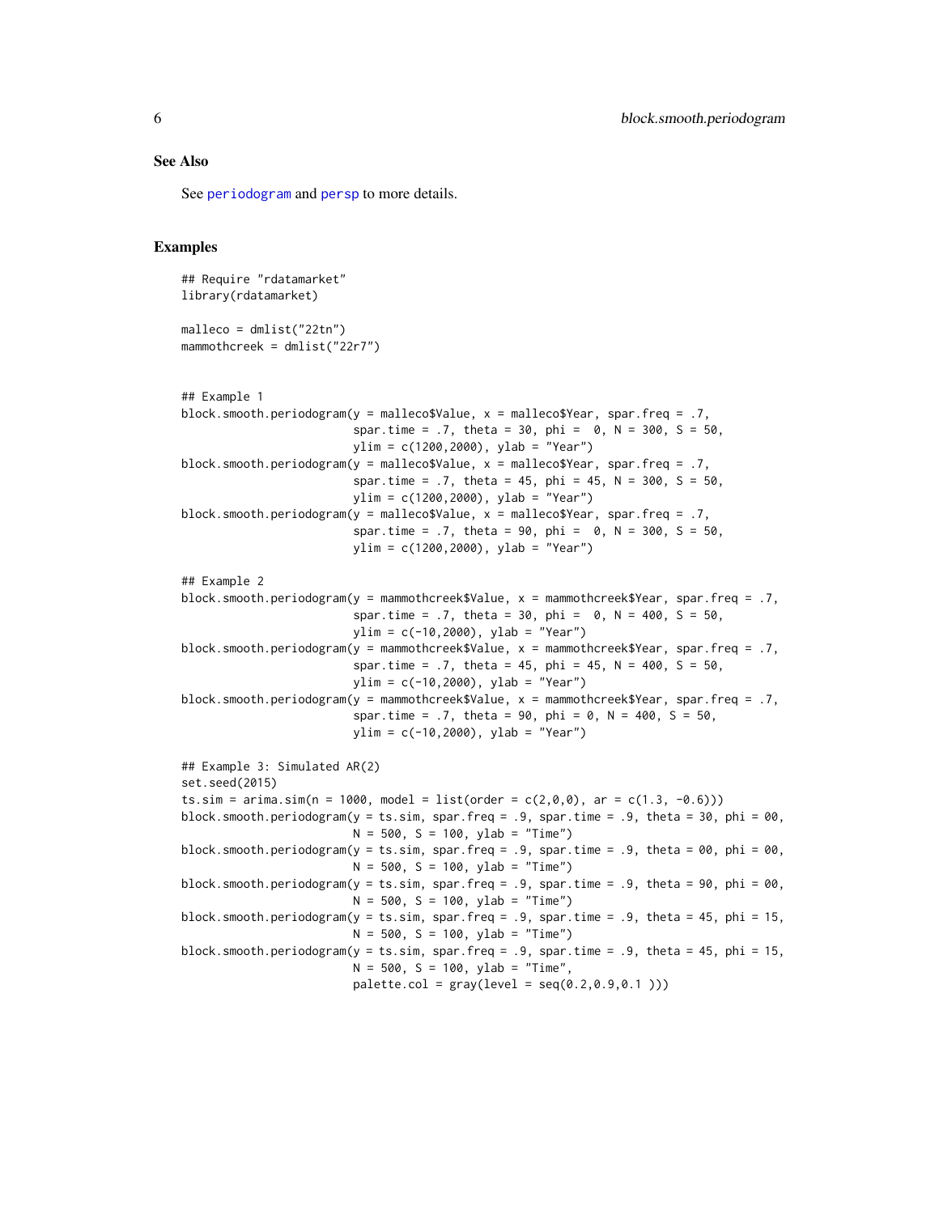### See Also

See `periodogram` and `persp` to more details.

### Examples

```
## Require "rdatamarket"
library(rdatamarket)

malleco = dmlist("22tn")
mammothcreek = dmlist("22r7")


## Example 1
block.smooth.periodogram(y = malleco$Value, x = malleco$Year, spar.freq = .7,
                         spar.time = .7, theta = 30, phi =  0, N = 300, S = 50,
                         ylim = c(1200,2000), ylab = "Year")
block.smooth.periodogram(y = malleco$Value, x = malleco$Year, spar.freq = .7,
                         spar.time = .7, theta = 45, phi = 45, N = 300, S = 50,
                         ylim = c(1200,2000), ylab = "Year")
block.smooth.periodogram(y = malleco$Value, x = malleco$Year, spar.freq = .7,
                         spar.time = .7, theta = 90, phi =  0, N = 300, S = 50,
                         ylim = c(1200,2000), ylab = "Year")

## Example 2
block.smooth.periodogram(y = mammothcreek$Value, x = mammothcreek$Year, spar.freq = .7,
                         spar.time = .7, theta = 30, phi =  0, N = 400, S = 50,
                         ylim = c(-10,2000), ylab = "Year")
block.smooth.periodogram(y = mammothcreek$Value, x = mammothcreek$Year, spar.freq = .7,
                         spar.time = .7, theta = 45, phi = 45, N = 400, S = 50,
                         ylim = c(-10,2000), ylab = "Year")
block.smooth.periodogram(y = mammothcreek$Value, x = mammothcreek$Year, spar.freq = .7,
                         spar.time = .7, theta = 90, phi = 0, N = 400, S = 50,
                         ylim = c(-10,2000), ylab = "Year")

## Example 3: Simulated AR(2)
set.seed(2015)
ts.sim = arima.sim(n = 1000, model = list(order = c(2,0,0), ar = c(1.3, -0.6)))
block.smooth.periodogram(y = ts.sim, spar.freq = .9, spar.time = .9, theta = 30, phi = 00,
                         N = 500, S = 100, ylab = "Time")
block.smooth.periodogram(y = ts.sim, spar.freq = .9, spar.time = .9, theta = 00, phi = 00,
                         N = 500, S = 100, ylab = "Time")
block.smooth.periodogram(y = ts.sim, spar.freq = .9, spar.time = .9, theta = 90, phi = 00,
                         N = 500, S = 100, ylab = "Time")
block.smooth.periodogram(y = ts.sim, spar.freq = .9, spar.time = .9, theta = 45, phi = 15,
                         N = 500, S = 100, ylab = "Time")
block.smooth.periodogram(y = ts.sim, spar.freq = .9, spar.time = .9, theta = 45, phi = 15,
                         N = 500, S = 100, ylab = "Time",
                         palette.col = gray(level = seq(0.2,0.9,0.1 )))
```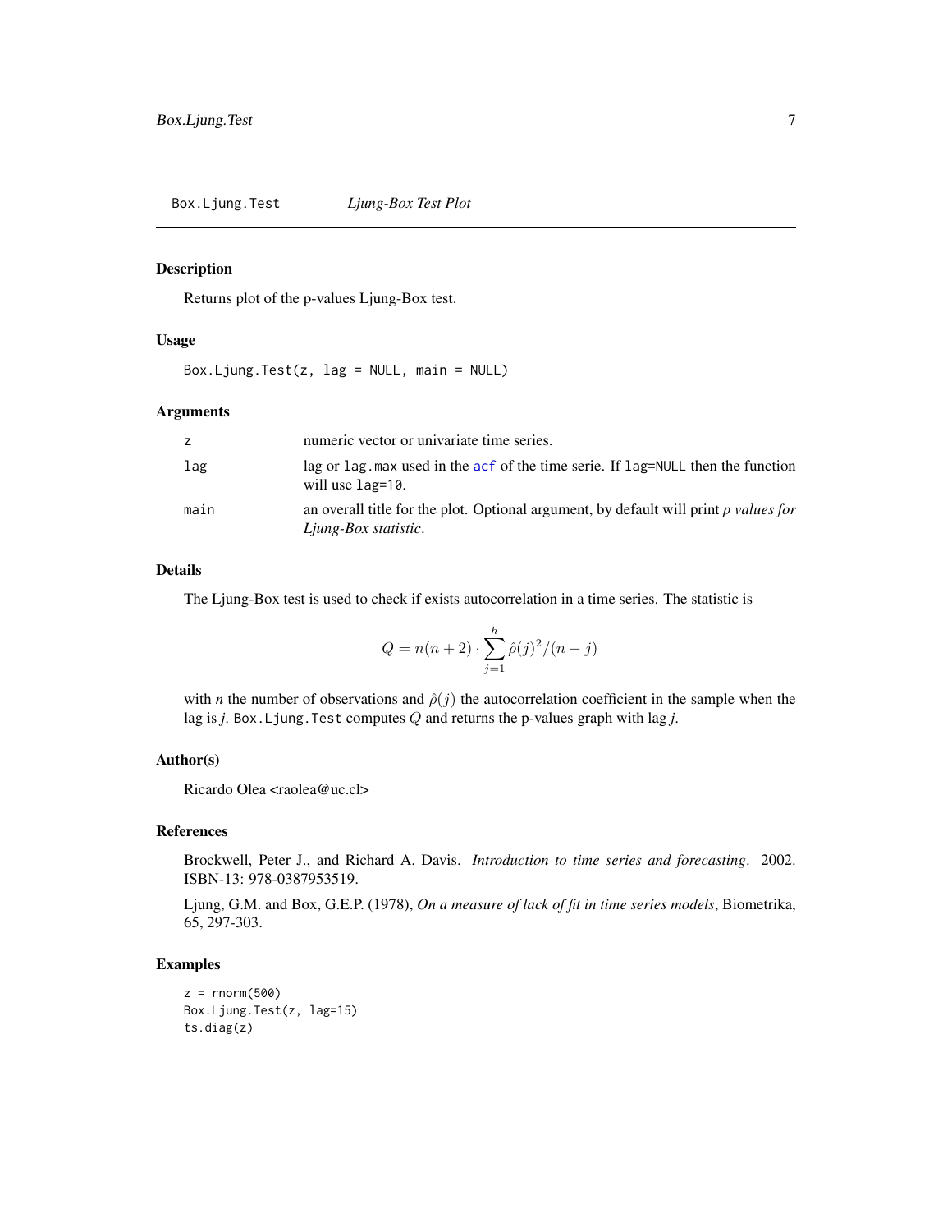Box.Ljung.Test *Ljung-Box Test Plot*

## Description

Returns plot of the p-values Ljung-Box test.

## Usage

```
Box.Ljung.Test(z, lag = NULL, main = NULL)
```

## Arguments

| | |
|---|---|
| z | numeric vector or univariate time series. |
| lag | lag or `lag.max` used in the acf of the time serie. If `lag=NULL` then the function will use `lag=10`. |
| main | an overall title for the plot. Optional argument, by default will print *p values for Ljung-Box statistic*. |

## Details

The Ljung-Box test is used to check if exists autocorrelation in a time series. The statistic is

$$Q = n(n+2) \cdot \sum_{j=1}^{h} \hat{\rho}(j)^2/(n-j)$$

with *n* the number of observations and $\hat{\rho}(j)$ the autocorrelation coefficient in the sample when the lag is *j*. `Box.Ljung.Test` computes $Q$ and returns the p-values graph with lag *j*.

## Author(s)

Ricardo Olea <raolea@uc.cl>

## References

Brockwell, Peter J., and Richard A. Davis. *Introduction to time series and forecasting*. 2002. ISBN-13: 978-0387953519.

Ljung, G.M. and Box, G.E.P. (1978), *On a measure of lack of fit in time series models*, Biometrika, 65, 297-303.

## Examples

```
z = rnorm(500)
Box.Ljung.Test(z, lag=15)
ts.diag(z)
```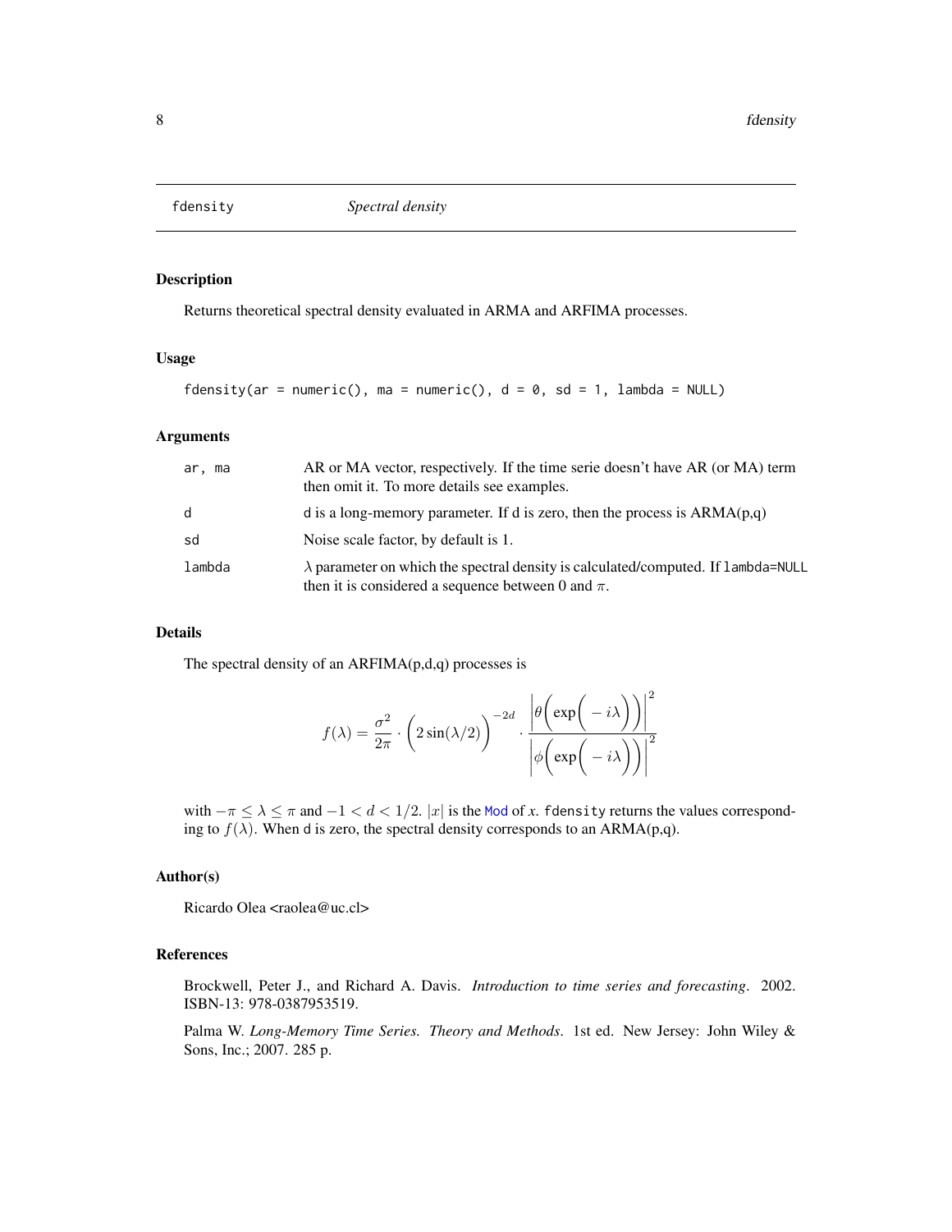# fdensity — *Spectral density*

## Description

Returns theoretical spectral density evaluated in ARMA and ARFIMA processes.

## Usage

```
fdensity(ar = numeric(), ma = numeric(), d = 0, sd = 1, lambda = NULL)
```

## Arguments

| | |
|---|---|
| `ar, ma` | AR or MA vector, respectively. If the time serie doesn't have AR (or MA) term then omit it. To more details see examples. |
| `d` | d is a long-memory parameter. If d is zero, then the process is ARMA(p,q) |
| `sd` | Noise scale factor, by default is 1. |
| `lambda` | $\lambda$ parameter on which the spectral density is calculated/computed. If `lambda=NULL` then it is considered a sequence between 0 and $\pi$. |

## Details

The spectral density of an ARFIMA(p,d,q) processes is

$$f(\lambda) = \frac{\sigma^2}{2\pi} \cdot \Big(2\sin(\lambda/2)\Big)^{-2d} \cdot \frac{\left|\theta\Big(\exp\Big(-i\lambda\Big)\Big)\right|^2}{\left|\phi\Big(\exp\Big(-i\lambda\Big)\Big)\right|^2}$$

with $-\pi \le \lambda \le \pi$ and $-1 < d < 1/2$. $|x|$ is the Mod of $x$. `fdensity` returns the values corresponding to $f(\lambda)$. When d is zero, the spectral density corresponds to an ARMA(p,q).

## Author(s)

Ricardo Olea <raolea@uc.cl>

## References

Brockwell, Peter J., and Richard A. Davis. *Introduction to time series and forecasting*. 2002. ISBN-13: 978-0387953519.

Palma W. *Long-Memory Time Series. Theory and Methods*. 1st ed. New Jersey: John Wiley & Sons, Inc.; 2007. 285 p.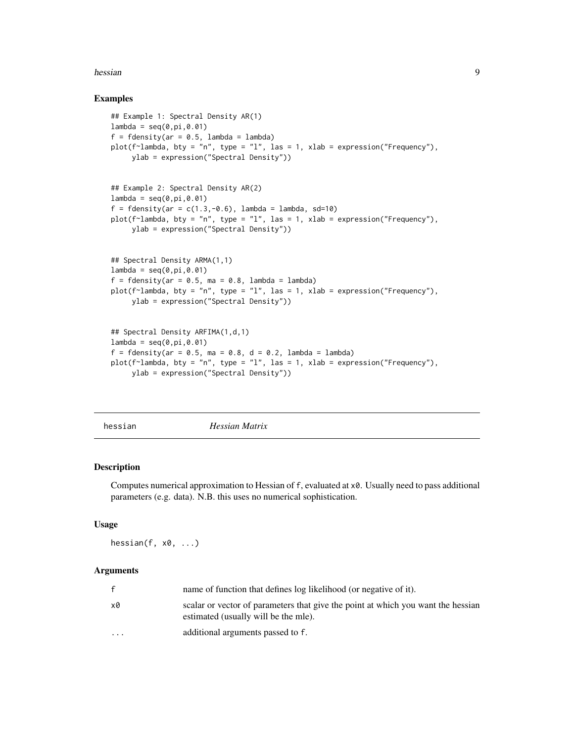## Examples

```
## Example 1: Spectral Density AR(1)
lambda = seq(0,pi,0.01)
f = fdensity(ar = 0.5, lambda = lambda)
plot(f~lambda, bty = "n", type = "l", las = 1, xlab = expression("Frequency"),
     ylab = expression("Spectral Density"))


## Example 2: Spectral Density AR(2)
lambda = seq(0,pi,0.01)
f = fdensity(ar = c(1.3,-0.6), lambda = lambda, sd=10)
plot(f~lambda, bty = "n", type = "l", las = 1, xlab = expression("Frequency"),
     ylab = expression("Spectral Density"))


## Spectral Density ARMA(1,1)
lambda = seq(0,pi,0.01)
f = fdensity(ar = 0.5, ma = 0.8, lambda = lambda)
plot(f~lambda, bty = "n", type = "l", las = 1, xlab = expression("Frequency"),
     ylab = expression("Spectral Density"))


## Spectral Density ARFIMA(1,d,1)
lambda = seq(0,pi,0.01)
f = fdensity(ar = 0.5, ma = 0.8, d = 0.2, lambda = lambda)
plot(f~lambda, bty = "n", type = "l", las = 1, xlab = expression("Frequency"),
     ylab = expression("Spectral Density"))
```

---

# hessian — *Hessian Matrix*

---

## Description

Computes numerical approximation to Hessian of `f`, evaluated at `x0`. Usually need to pass additional parameters (e.g. data). N.B. this uses no numerical sophistication.

## Usage

```
hessian(f, x0, ...)
```

## Arguments

| | |
|---|---|
| `f` | name of function that defines log likelihood (or negative of it). |
| `x0` | scalar or vector of parameters that give the point at which you want the hessian estimated (usually will be the mle). |
| `...` | additional arguments passed to `f`. |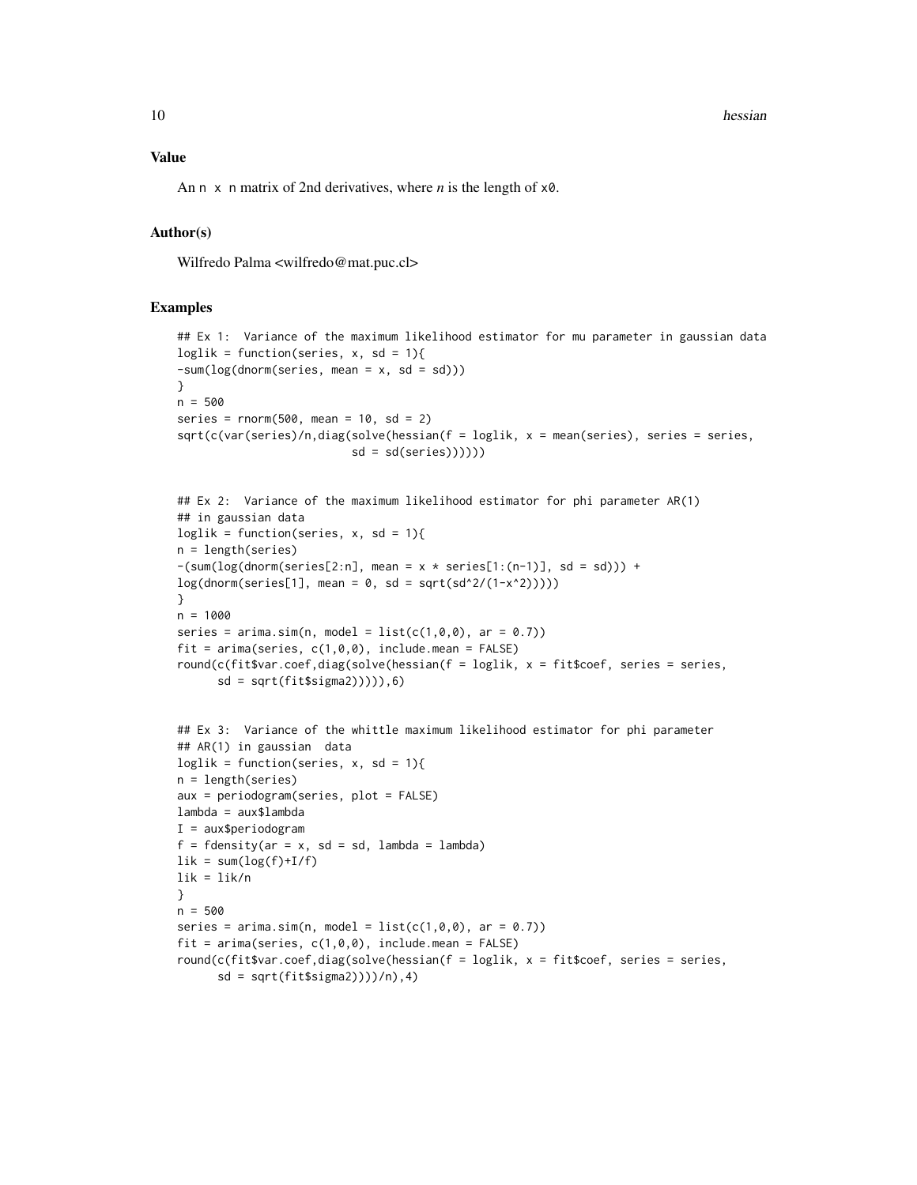### Value

An `n x n` matrix of 2nd derivatives, where *n* is the length of `x0`.

### Author(s)

Wilfredo Palma <wilfredo@mat.puc.cl>

### Examples

```
## Ex 1:  Variance of the maximum likelihood estimator for mu parameter in gaussian data
loglik = function(series, x, sd = 1){
-sum(log(dnorm(series, mean = x, sd = sd)))
}
n = 500
series = rnorm(500, mean = 10, sd = 2)
sqrt(c(var(series)/n,diag(solve(hessian(f = loglik, x = mean(series), series = series,
                          sd = sd(series))))))


## Ex 2:  Variance of the maximum likelihood estimator for phi parameter AR(1)
## in gaussian data
loglik = function(series, x, sd = 1){
n = length(series)
-(sum(log(dnorm(series[2:n], mean = x * series[1:(n-1)], sd = sd))) +
log(dnorm(series[1], mean = 0, sd = sqrt(sd^2/(1-x^2)))))
}
n = 1000
series = arima.sim(n, model = list(c(1,0,0), ar = 0.7))
fit = arima(series, c(1,0,0), include.mean = FALSE)
round(c(fit$var.coef,diag(solve(hessian(f = loglik, x = fit$coef, series = series,
      sd = sqrt(fit$sigma2))))),6)


## Ex 3:  Variance of the whittle maximum likelihood estimator for phi parameter
## AR(1) in gaussian  data
loglik = function(series, x, sd = 1){
n = length(series)
aux = periodogram(series, plot = FALSE)
lambda = aux$lambda
I = aux$periodogram
f = fdensity(ar = x, sd = sd, lambda = lambda)
lik = sum(log(f)+I/f)
lik = lik/n
}
n = 500
series = arima.sim(n, model = list(c(1,0,0), ar = 0.7))
fit = arima(series, c(1,0,0), include.mean = FALSE)
round(c(fit$var.coef,diag(solve(hessian(f = loglik, x = fit$coef, series = series,
      sd = sqrt(fit$sigma2))))/n),4)
```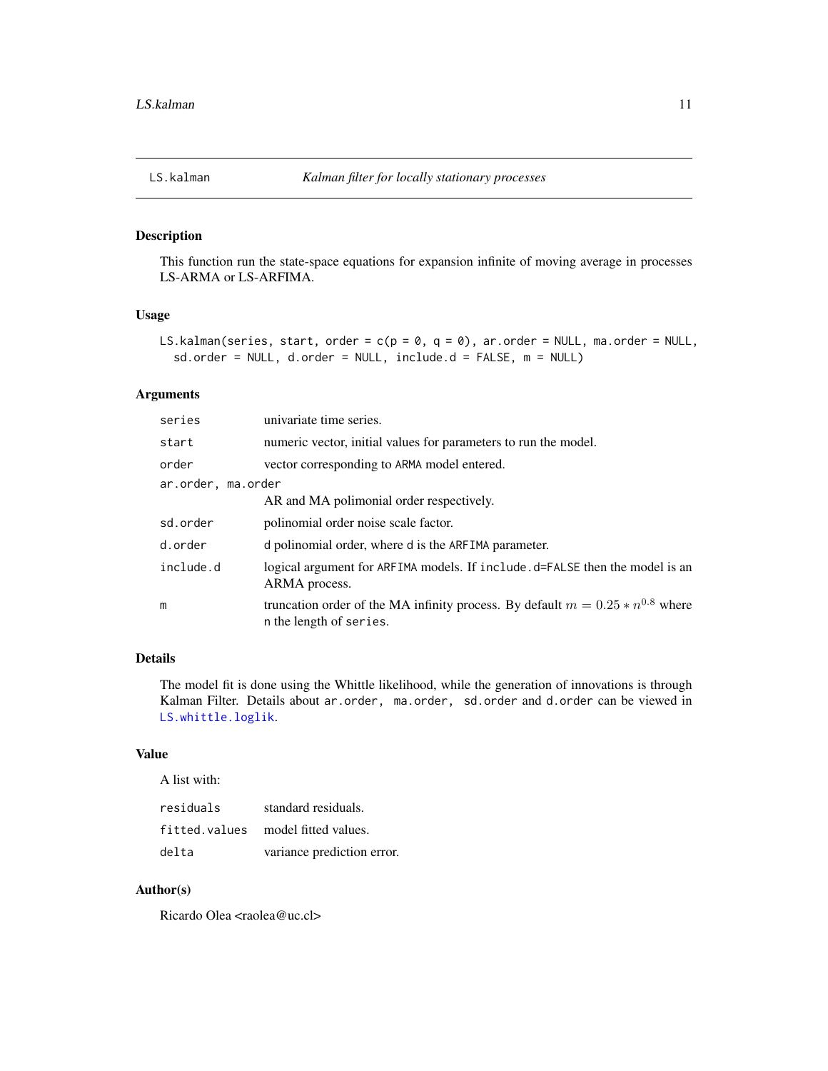# LS.kalman — *Kalman filter for locally stationary processes*

## Description

This function run the state-space equations for expansion infinite of moving average in processes LS-ARMA or LS-ARFIMA.

## Usage

```
LS.kalman(series, start, order = c(p = 0, q = 0), ar.order = NULL, ma.order = NULL,
  sd.order = NULL, d.order = NULL, include.d = FALSE, m = NULL)
```

## Arguments

| | |
|---|---|
| `series` | univariate time series. |
| `start` | numeric vector, initial values for parameters to run the model. |
| `order` | vector corresponding to `ARMA` model entered. |
| `ar.order, ma.order` | AR and MA polimonial order respectively. |
| `sd.order` | polinomial order noise scale factor. |
| `d.order` | `d` polinomial order, where `d` is the `ARFIMA` parameter. |
| `include.d` | logical argument for `ARFIMA` models. If `include.d=FALSE` then the model is an ARMA process. |
| `m` | truncation order of the MA infinity process. By default $m = 0.25 * n^{0.8}$ where `n` the length of `series`. |

## Details

The model fit is done using the Whittle likelihood, while the generation of innovations is through Kalman Filter. Details about `ar.order, ma.order, sd.order` and `d.order` can be viewed in `LS.whittle.loglik`.

## Value

A list with:

| | |
|---|---|
| `residuals` | standard residuals. |
| `fitted.values` | model fitted values. |
| `delta` | variance prediction error. |

## Author(s)

Ricardo Olea <raolea@uc.cl>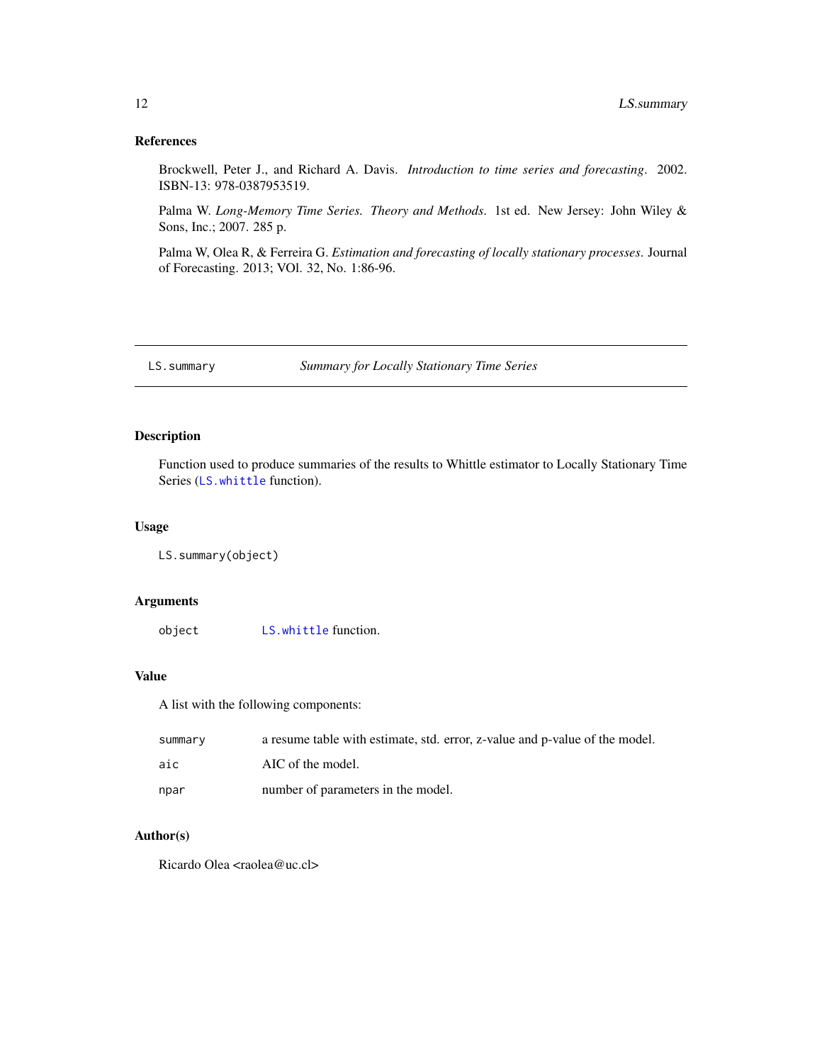### References

Brockwell, Peter J., and Richard A. Davis. *Introduction to time series and forecasting*. 2002. ISBN-13: 978-0387953519.

Palma W. *Long-Memory Time Series. Theory and Methods*. 1st ed. New Jersey: John Wiley & Sons, Inc.; 2007. 285 p.

Palma W, Olea R, & Ferreira G. *Estimation and forecasting of locally stationary processes*. Journal of Forecasting. 2013; VOl. 32, No. 1:86-96.

---

## LS.summary — *Summary for Locally Stationary Time Series*

### Description

Function used to produce summaries of the results to Whittle estimator to Locally Stationary Time Series (`LS.whittle` function).

### Usage

```
LS.summary(object)
```

### Arguments

| | |
|---|---|
| object | `LS.whittle` function. |

### Value

A list with the following components:

| | |
|---|---|
| summary | a resume table with estimate, std. error, z-value and p-value of the model. |
| aic | AIC of the model. |
| npar | number of parameters in the model. |

### Author(s)

Ricardo Olea <raolea@uc.cl>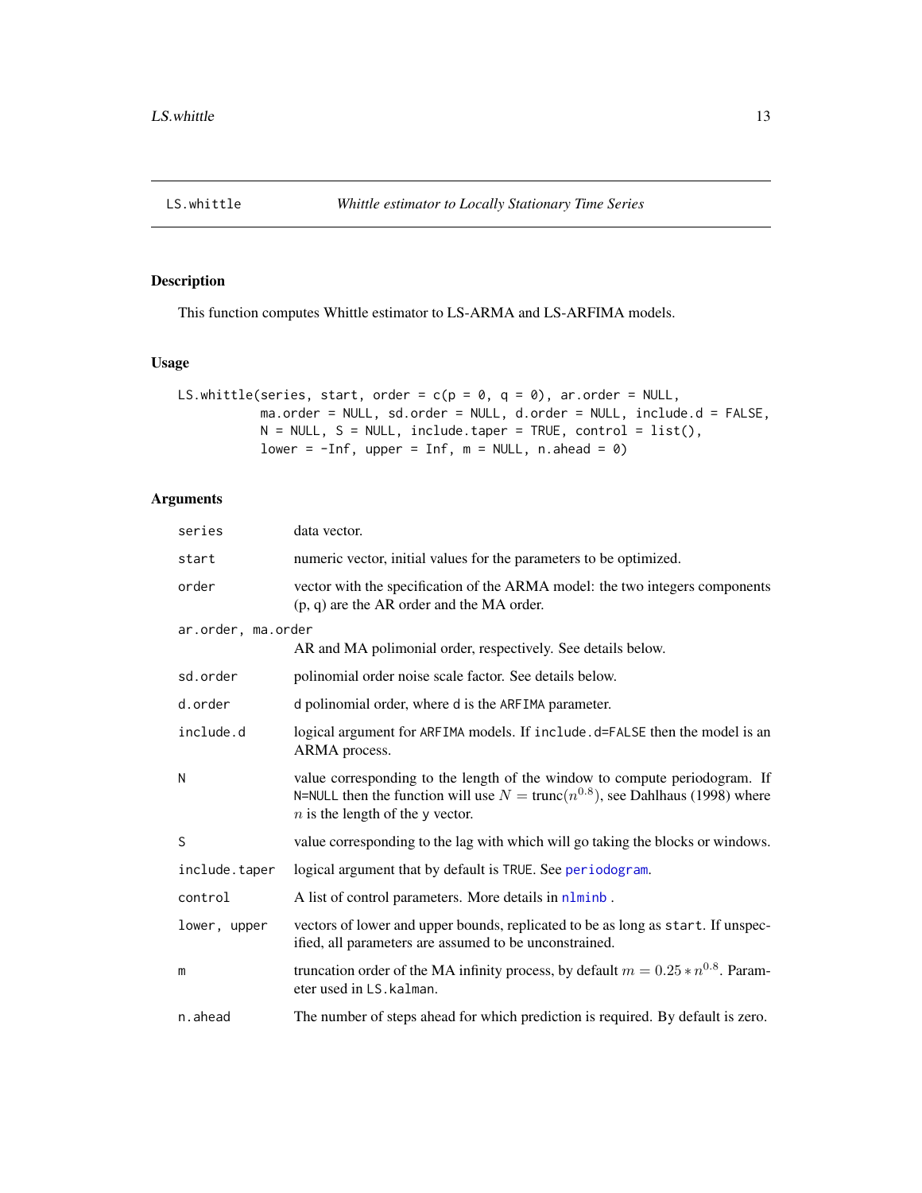## LS.whittle — *Whittle estimator to Locally Stationary Time Series*

### Description

This function computes Whittle estimator to LS-ARMA and LS-ARFIMA models.

### Usage

```
LS.whittle(series, start, order = c(p = 0, q = 0), ar.order = NULL,
           ma.order = NULL, sd.order = NULL, d.order = NULL, include.d = FALSE,
           N = NULL, S = NULL, include.taper = TRUE, control = list(),
           lower = -Inf, upper = Inf, m = NULL, n.ahead = 0)
```

### Arguments

| Argument | Description |
|---|---|
| `series` | data vector. |
| `start` | numeric vector, initial values for the parameters to be optimized. |
| `order` | vector with the specification of the ARMA model: the two integers components (p, q) are the AR order and the MA order. |
| `ar.order, ma.order` | AR and MA polimonial order, respectively. See details below. |
| `sd.order` | polinomial order noise scale factor. See details below. |
| `d.order` | d polinomial order, where d is the `ARFIMA` parameter. |
| `include.d` | logical argument for `ARFIMA` models. If `include.d=FALSE` then the model is an ARMA process. |
| `N` | value corresponding to the length of the window to compute periodogram. If `N=NULL` then the function will use $N = \text{trunc}(n^{0.8})$, see Dahlhaus (1998) where $n$ is the length of the `y` vector. |
| `S` | value corresponding to the lag with which will go taking the blocks or windows. |
| `include.taper` | logical argument that by default is `TRUE`. See `periodogram`. |
| `control` | A list of control parameters. More details in `nlminb` . |
| `lower, upper` | vectors of lower and upper bounds, replicated to be as long as `start`. If unspecified, all parameters are assumed to be unconstrained. |
| `m` | truncation order of the MA infinity process, by default $m = 0.25 * n^{0.8}$. Parameter used in `LS.kalman`. |
| `n.ahead` | The number of steps ahead for which prediction is required. By default is zero. |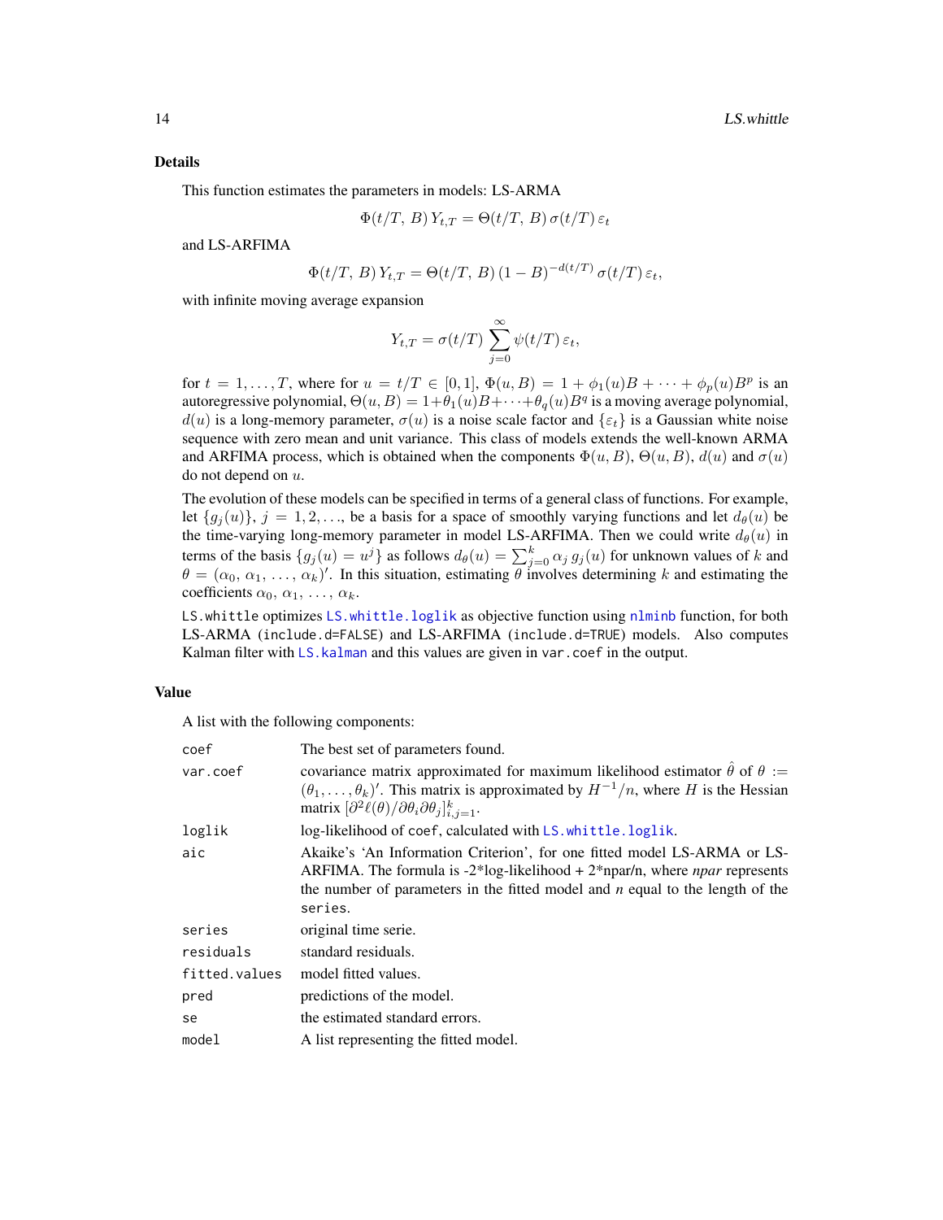### Details

This function estimates the parameters in models: LS-ARMA

$$\Phi(t/T,\, B)\, Y_{t,T} = \Theta(t/T,\, B)\, \sigma(t/T)\, \varepsilon_t$$

and LS-ARFIMA

$$\Phi(t/T,\, B)\, Y_{t,T} = \Theta(t/T,\, B)\, (1-B)^{-d(t/T)}\, \sigma(t/T)\, \varepsilon_t,$$

with infinite moving average expansion

$$Y_{t,T} = \sigma(t/T) \sum_{j=0}^{\infty} \psi(t/T)\, \varepsilon_t,$$

for $t = 1, \ldots, T$, where for $u = t/T \in [0,1]$, $\Phi(u, B) = 1 + \phi_1(u)B + \cdots + \phi_p(u)B^p$ is an autoregressive polynomial, $\Theta(u, B) = 1 + \theta_1(u)B + \cdots + \theta_q(u)B^q$ is a moving average polynomial, $d(u)$ is a long-memory parameter, $\sigma(u)$ is a noise scale factor and $\{\varepsilon_t\}$ is a Gaussian white noise sequence with zero mean and unit variance. This class of models extends the well-known ARMA and ARFIMA process, which is obtained when the components $\Phi(u, B)$, $\Theta(u, B)$, $d(u)$ and $\sigma(u)$ do not depend on $u$.

The evolution of these models can be specified in terms of a general class of functions. For example, let $\{g_j(u)\}$, $j = 1, 2, \ldots$, be a basis for a space of smoothly varying functions and let $d_\theta(u)$ be the time-varying long-memory parameter in model LS-ARFIMA. Then we could write $d_\theta(u)$ in terms of the basis $\{g_j(u) = u^j\}$ as follows $d_\theta(u) = \sum_{j=0}^{k} \alpha_j\, g_j(u)$ for unknown values of $k$ and $\theta = (\alpha_0,\, \alpha_1,\, \ldots,\, \alpha_k)'$. In this situation, estimating $\theta$ involves determining $k$ and estimating the coefficients $\alpha_0,\, \alpha_1,\, \ldots,\, \alpha_k$.

`LS.whittle` optimizes `LS.whittle.loglik` as objective function using `nlminb` function, for both LS-ARMA (`include.d=FALSE`) and LS-ARFIMA (`include.d=TRUE`) models. Also computes Kalman filter with `LS.kalman` and this values are given in `var.coef` in the output.

### Value

A list with the following components:

| | |
|---|---|
| `coef` | The best set of parameters found. |
| `var.coef` | covariance matrix approximated for maximum likelihood estimator $\hat{\theta}$ of $\theta := (\theta_1, \ldots, \theta_k)'$. This matrix is approximated by $H^{-1}/n$, where $H$ is the Hessian matrix $[\partial^2 \ell(\theta)/\partial\theta_i \partial\theta_j]_{i,j=1}^k$. |
| `loglik` | log-likelihood of `coef`, calculated with `LS.whittle.loglik`. |
| `aic` | Akaike's 'An Information Criterion', for one fitted model LS-ARMA or LS-ARFIMA. The formula is -2*log-likelihood + 2*npar/n, where *npar* represents the number of parameters in the fitted model and *n* equal to the length of the `series`. |
| `series` | original time serie. |
| `residuals` | standard residuals. |
| `fitted.values` | model fitted values. |
| `pred` | predictions of the model. |
| `se` | the estimated standard errors. |
| `model` | A list representing the fitted model. |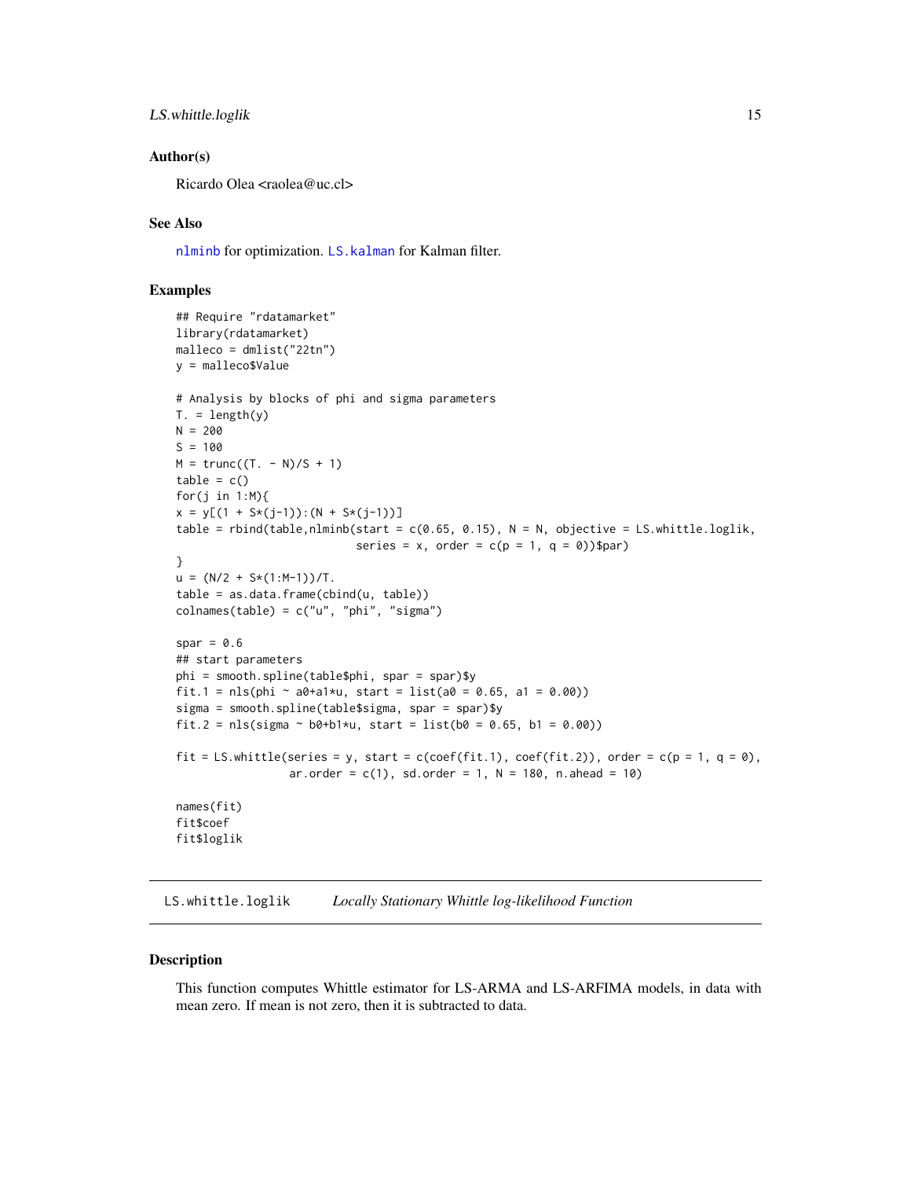### Author(s)

Ricardo Olea <raolea@uc.cl>

### See Also

nlminb for optimization. LS.kalman for Kalman filter.

### Examples

```
## Require "rdatamarket"
library(rdatamarket)
malleco = dmlist("22tn")
y = malleco$Value

# Analysis by blocks of phi and sigma parameters
T. = length(y)
N = 200
S = 100
M = trunc((T. - N)/S + 1)
table = c()
for(j in 1:M){
x = y[(1 + S*(j-1)):(N + S*(j-1))]
table = rbind(table,nlminb(start = c(0.65, 0.15), N = N, objective = LS.whittle.loglik,
                           series = x, order = c(p = 1, q = 0))$par)
}
u = (N/2 + S*(1:M-1))/T.
table = as.data.frame(cbind(u, table))
colnames(table) = c("u", "phi", "sigma")

spar = 0.6
## start parameters
phi = smooth.spline(table$phi, spar = spar)$y
fit.1 = nls(phi ~ a0+a1*u, start = list(a0 = 0.65, a1 = 0.00))
sigma = smooth.spline(table$sigma, spar = spar)$y
fit.2 = nls(sigma ~ b0+b1*u, start = list(b0 = 0.65, b1 = 0.00))

fit = LS.whittle(series = y, start = c(coef(fit.1), coef(fit.2)), order = c(p = 1, q = 0),
                 ar.order = c(1), sd.order = 1, N = 180, n.ahead = 10)

names(fit)
fit$coef
fit$loglik
```

---

## LS.whittle.loglik — *Locally Stationary Whittle log-likelihood Function*

### Description

This function computes Whittle estimator for LS-ARMA and LS-ARFIMA models, in data with mean zero. If mean is not zero, then it is subtracted to data.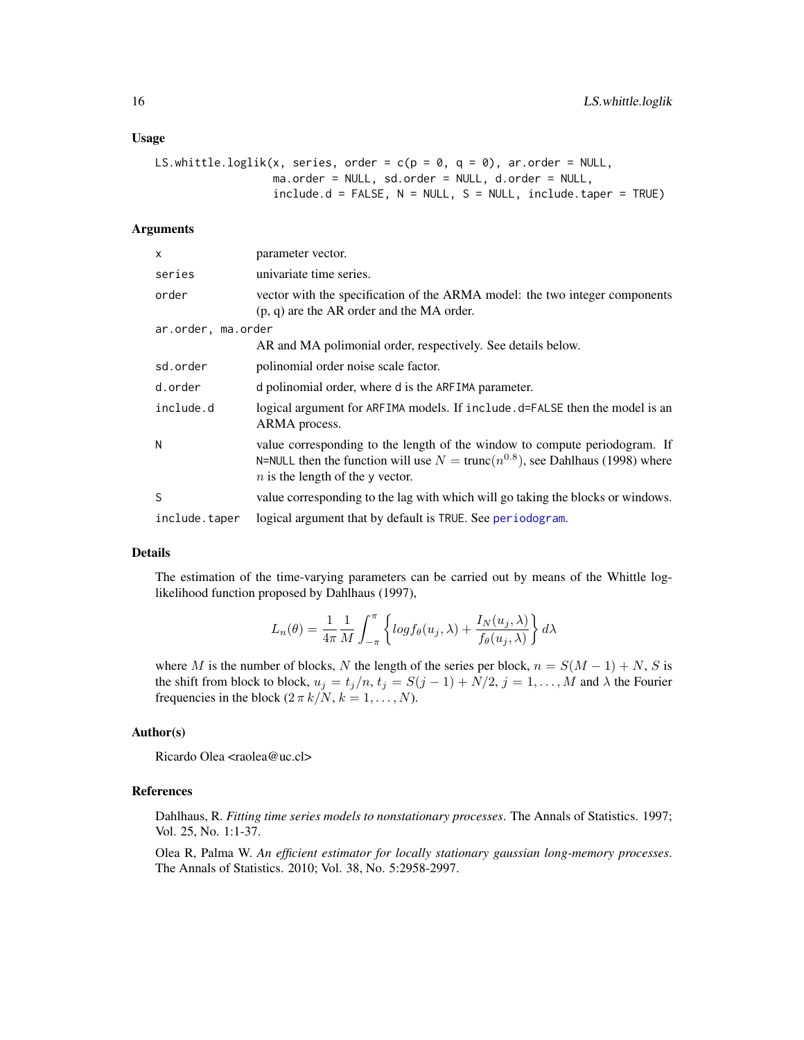### Usage

```
LS.whittle.loglik(x, series, order = c(p = 0, q = 0), ar.order = NULL,
                  ma.order = NULL, sd.order = NULL, d.order = NULL,
                  include.d = FALSE, N = NULL, S = NULL, include.taper = TRUE)
```

### Arguments

| | |
|---|---|
| `x` | parameter vector. |
| `series` | univariate time series. |
| `order` | vector with the specification of the ARMA model: the two integer components (p, q) are the AR order and the MA order. |
| `ar.order, ma.order` | AR and MA polimonial order, respectively. See details below. |
| `sd.order` | polinomial order noise scale factor. |
| `d.order` | `d` polinomial order, where `d` is the `ARFIMA` parameter. |
| `include.d` | logical argument for `ARFIMA` models. If `include.d=FALSE` then the model is an ARMA process. |
| `N` | value corresponding to the length of the window to compute periodogram. If `N=NULL` then the function will use $N = \mathrm{trunc}(n^{0.8})$, see Dahlhaus (1998) where $n$ is the length of the `y` vector. |
| `S` | value corresponding to the lag with which will go taking the blocks or windows. |
| `include.taper` | logical argument that by default is `TRUE`. See `periodogram`. |

### Details

The estimation of the time-varying parameters can be carried out by means of the Whittle log-likelihood function proposed by Dahlhaus (1997),

$$L_n(\theta) = \frac{1}{4\pi}\frac{1}{M}\int_{-\pi}^{\pi}\left\{log f_\theta(u_j,\lambda) + \frac{I_N(u_j,\lambda)}{f_\theta(u_j,\lambda)}\right\}d\lambda$$

where $M$ is the number of blocks, $N$ the length of the series per block, $n = S(M-1)+N$, $S$ is the shift from block to block, $u_j = t_j/n$, $t_j = S(j-1)+N/2$, $j = 1,\ldots,M$ and $\lambda$ the Fourier frequencies in the block ($2\,\pi\,k/N$, $k = 1,\ldots,N$).

### Author(s)

Ricardo Olea <raolea@uc.cl>

### References

Dahlhaus, R. *Fitting time series models to nonstationary processes*. The Annals of Statistics. 1997; Vol. 25, No. 1:1-37.

Olea R, Palma W. *An efficient estimator for locally stationary gaussian long-memory processes*. The Annals of Statistics. 2010; Vol. 38, No. 5:2958-2997.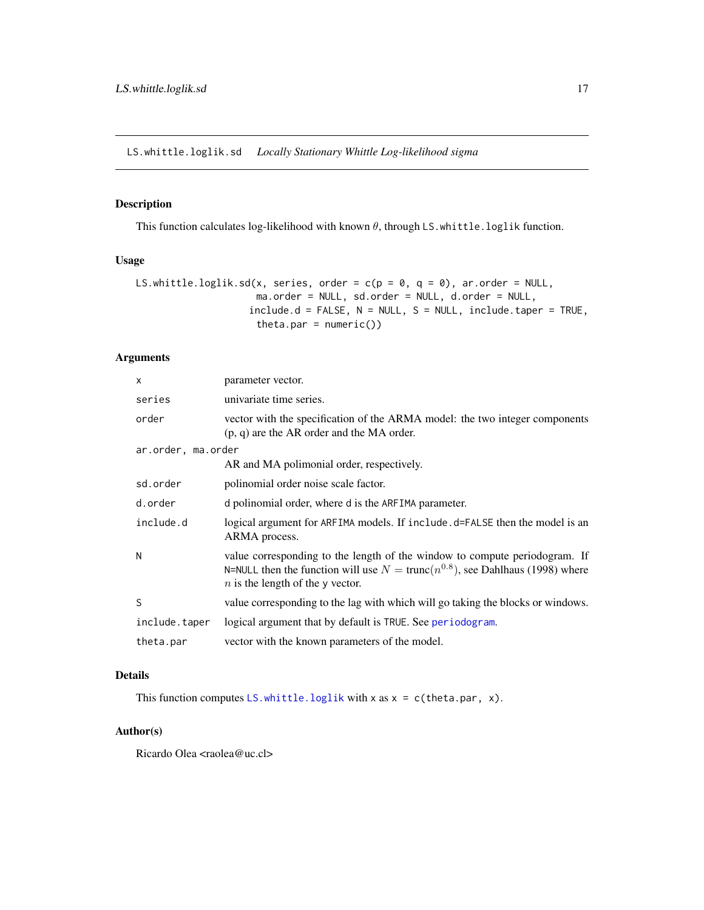## LS.whittle.loglik.sd — *Locally Stationary Whittle Log-likelihood sigma*

### Description

This function calculates log-likelihood with known $\theta$, through `LS.whittle.loglik` function.

### Usage

```
LS.whittle.loglik.sd(x, series, order = c(p = 0, q = 0), ar.order = NULL,
                     ma.order = NULL, sd.order = NULL, d.order = NULL,
                    include.d = FALSE, N = NULL, S = NULL, include.taper = TRUE,
                     theta.par = numeric())
```

### Arguments

| | |
|---|---|
| `x` | parameter vector. |
| `series` | univariate time series. |
| `order` | vector with the specification of the ARMA model: the two integer components (p, q) are the AR order and the MA order. |
| `ar.order, ma.order` | AR and MA polimonial order, respectively. |
| `sd.order` | polinomial order noise scale factor. |
| `d.order` | `d` polinomial order, where `d` is the `ARFIMA` parameter. |
| `include.d` | logical argument for `ARFIMA` models. If `include.d=FALSE` then the model is an ARMA process. |
| `N` | value corresponding to the length of the window to compute periodogram. If `N=NULL` then the function will use $N = \text{trunc}(n^{0.8})$, see Dahlhaus (1998) where $n$ is the length of the `y` vector. |
| `S` | value corresponding to the lag with which will go taking the blocks or windows. |
| `include.taper` | logical argument that by default is `TRUE`. See `periodogram`. |
| `theta.par` | vector with the known parameters of the model. |

### Details

This function computes `LS.whittle.loglik` with `x` as `x = c(theta.par, x)`.

### Author(s)

Ricardo Olea <raolea@uc.cl>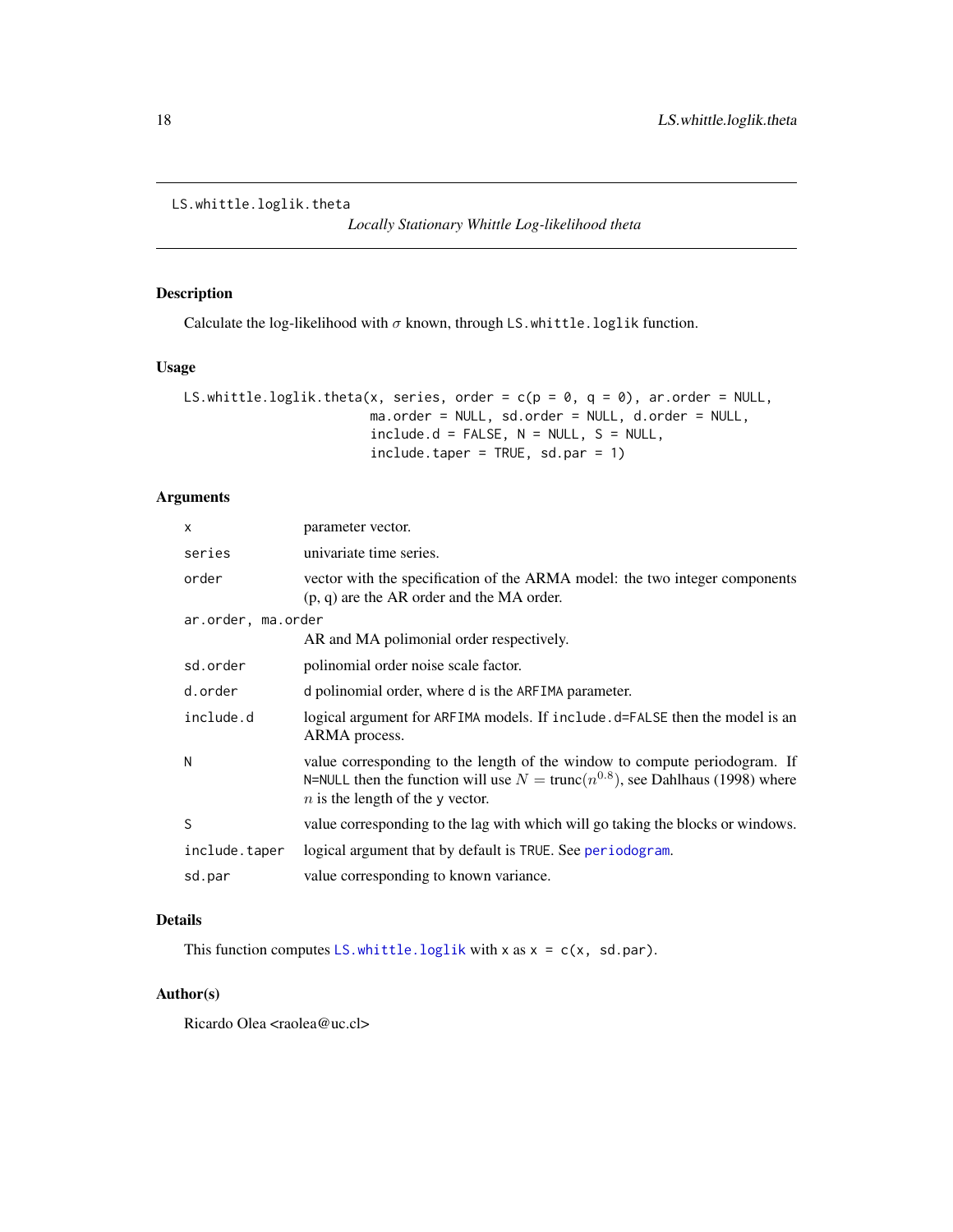# LS.whittle.loglik.theta

*Locally Stationary Whittle Log-likelihood theta*

## Description

Calculate the log-likelihood with $\sigma$ known, through `LS.whittle.loglik` function.

## Usage

```
LS.whittle.loglik.theta(x, series, order = c(p = 0, q = 0), ar.order = NULL,
                        ma.order = NULL, sd.order = NULL, d.order = NULL,
                        include.d = FALSE, N = NULL, S = NULL,
                        include.taper = TRUE, sd.par = 1)
```

## Arguments

| | |
|---|---|
| `x` | parameter vector. |
| `series` | univariate time series. |
| `order` | vector with the specification of the ARMA model: the two integer components (p, q) are the AR order and the MA order. |
| `ar.order, ma.order` | AR and MA polimonial order respectively. |
| `sd.order` | polinomial order noise scale factor. |
| `d.order` | `d` polinomial order, where `d` is the `ARFIMA` parameter. |
| `include.d` | logical argument for `ARFIMA` models. If `include.d=FALSE` then the model is an ARMA process. |
| `N` | value corresponding to the length of the window to compute periodogram. If `N=NULL` then the function will use $N = \text{trunc}(n^{0.8})$, see Dahlhaus (1998) where $n$ is the length of the `y` vector. |
| `S` | value corresponding to the lag with which will go taking the blocks or windows. |
| `include.taper` | logical argument that by default is `TRUE`. See `periodogram`. |
| `sd.par` | value corresponding to known variance. |

## Details

This function computes `LS.whittle.loglik` with `x` as `x = c(x, sd.par)`.

## Author(s)

Ricardo Olea <raolea@uc.cl>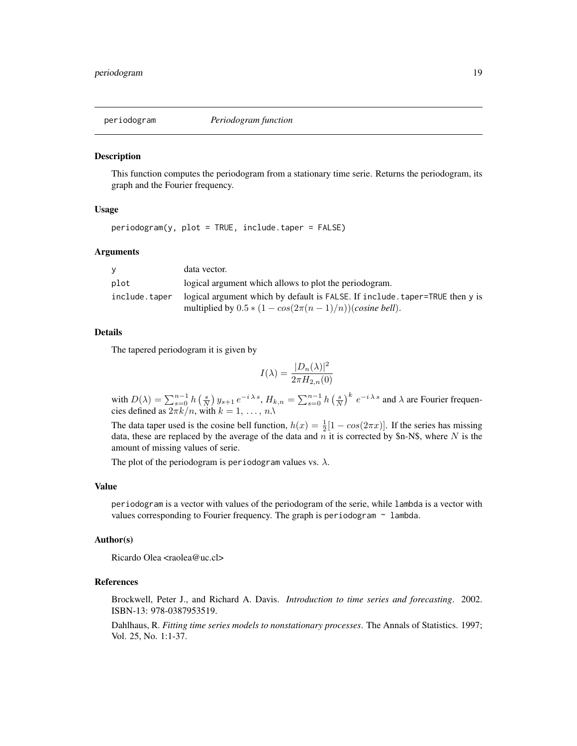## periodogram — *Periodogram function*

### Description

This function computes the periodogram from a stationary time serie. Returns the periodogram, its graph and the Fourier frequency.

### Usage

```
periodogram(y, plot = TRUE, include.taper = FALSE)
```

### Arguments

| | |
|---|---|
| `y` | data vector. |
| `plot` | logical argument which allows to plot the periodogram. |
| `include.taper` | logical argument which by default is `FALSE`. If `include.taper=TRUE` then `y` is multiplied by $0.5 * (1 - cos(2\pi(n-1)/n))$(*cosine bell*). |

### Details

The tapered periodogram it is given by

$$I(\lambda) = \frac{|D_n(\lambda)|^2}{2\pi H_{2,n}(0)}$$

with $D(\lambda) = \sum_{s=0}^{n-1} h\left(\frac{s}{N}\right) y_{s+1}\, e^{-i\,\lambda\, s}$, $H_{k,n} = \sum_{s=0}^{n-1} h\left(\frac{s}{N}\right)^k \, e^{-i\,\lambda\, s}$ and $\lambda$ are Fourier frequencies defined as $2\pi k/n$, with $k = 1, \ldots, n.\backslash$

The data taper used is the cosine bell function, $h(x) = \frac{1}{2}[1 - cos(2\pi x)]$. If the series has missing data, these are replaced by the average of the data and $n$ it is corrected by $n-N$, where $N$ is the amount of missing values of serie.

The plot of the periodogram is `periodogram` values vs. $\lambda$.

### Value

`periodogram` is a vector with values of the periodogram of the serie, while `lambda` is a vector with values corresponding to Fourier frequency. The graph is `periodogram ~ lambda`.

### Author(s)

Ricardo Olea <raolea@uc.cl>

### References

Brockwell, Peter J., and Richard A. Davis. *Introduction to time series and forecasting*. 2002. ISBN-13: 978-0387953519.

Dahlhaus, R. *Fitting time series models to nonstationary processes*. The Annals of Statistics. 1997; Vol. 25, No. 1:1-37.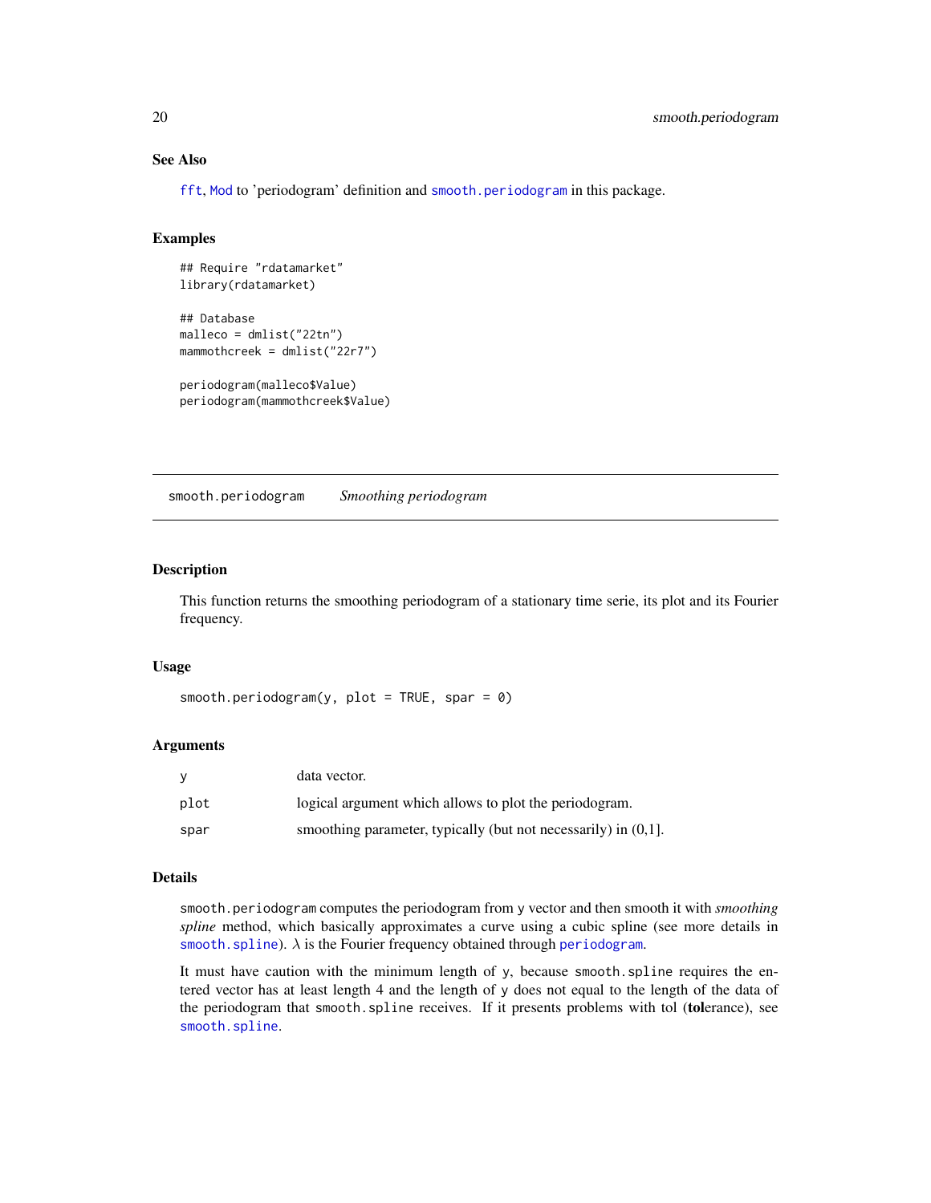## See Also

fft, Mod to 'periodogram' definition and smooth.periodogram in this package.

## Examples

```
## Require "rdatamarket"
library(rdatamarket)

## Database
malleco = dmlist("22tn")
mammothcreek = dmlist("22r7")

periodogram(malleco$Value)
periodogram(mammothcreek$Value)
```

---

# smooth.periodogram    *Smoothing periodogram*

---

## Description

This function returns the smoothing periodogram of a stationary time serie, its plot and its Fourier frequency.

## Usage

```
smooth.periodogram(y, plot = TRUE, spar = 0)
```

## Arguments

| | |
|---|---|
| y | data vector. |
| plot | logical argument which allows to plot the periodogram. |
| spar | smoothing parameter, typically (but not necessarily) in (0,1]. |

## Details

smooth.periodogram computes the periodogram from y vector and then smooth it with *smoothing spline* method, which basically approximates a curve using a cubic spline (see more details in smooth.spline). $\lambda$ is the Fourier frequency obtained through periodogram.

It must have caution with the minimum length of y, because smooth.spline requires the entered vector has at least length 4 and the length of y does not equal to the length of the data of the periodogram that smooth.spline receives. If it presents problems with tol (**tol**erance), see smooth.spline.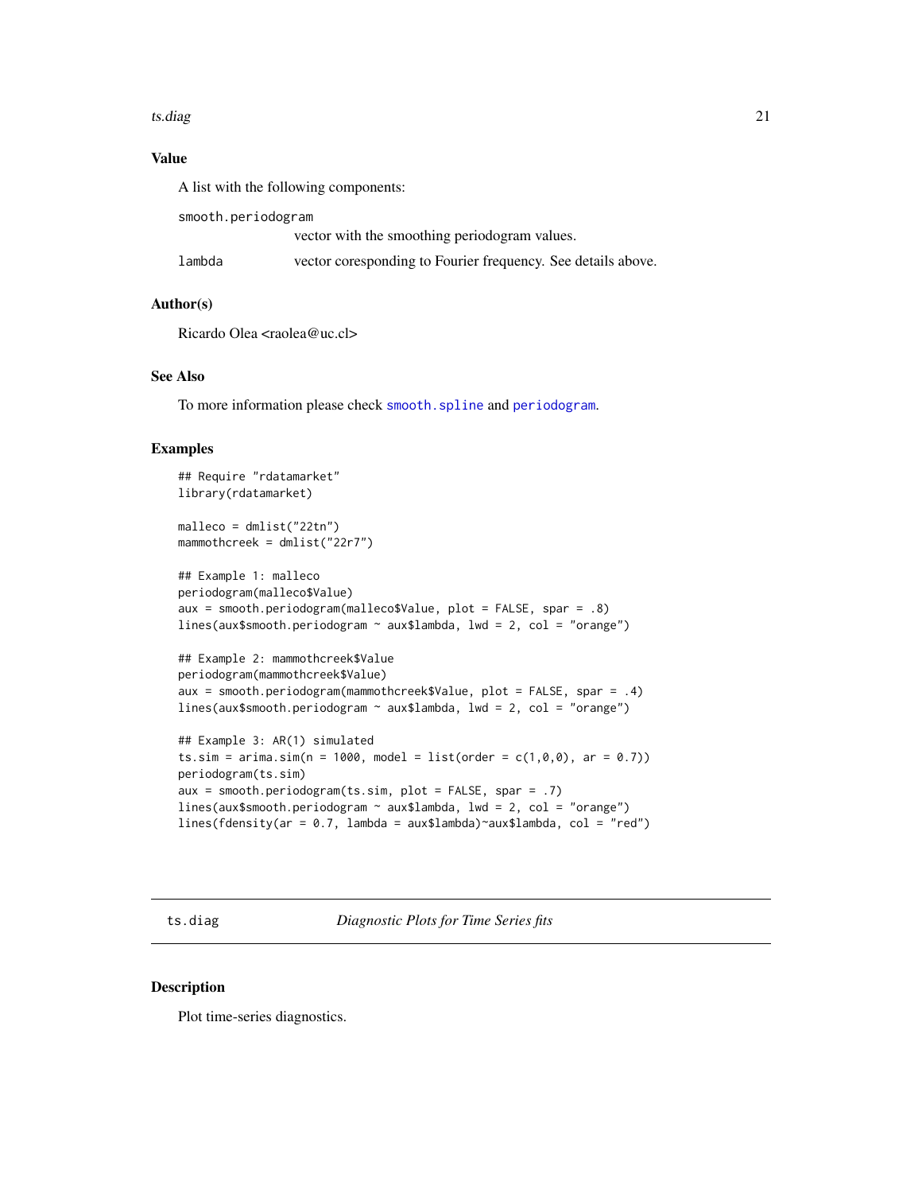### Value

A list with the following components:

| | |
|---|---|
| `smooth.periodogram` | vector with the smoothing periodogram values. |
| `lambda` | vector coresponding to Fourier frequency. See details above. |

### Author(s)

Ricardo Olea <raolea@uc.cl>

### See Also

To more information please check `smooth.spline` and `periodogram`.

### Examples

```
## Require "rdatamarket"
library(rdatamarket)

malleco = dmlist("22tn")
mammothcreek = dmlist("22r7")

## Example 1: malleco
periodogram(malleco$Value)
aux = smooth.periodogram(malleco$Value, plot = FALSE, spar = .8)
lines(aux$smooth.periodogram ~ aux$lambda, lwd = 2, col = "orange")

## Example 2: mammothcreek$Value
periodogram(mammothcreek$Value)
aux = smooth.periodogram(mammothcreek$Value, plot = FALSE, spar = .4)
lines(aux$smooth.periodogram ~ aux$lambda, lwd = 2, col = "orange")

## Example 3: AR(1) simulated
ts.sim = arima.sim(n = 1000, model = list(order = c(1,0,0), ar = 0.7))
periodogram(ts.sim)
aux = smooth.periodogram(ts.sim, plot = FALSE, spar = .7)
lines(aux$smooth.periodogram ~ aux$lambda, lwd = 2, col = "orange")
lines(fdensity(ar = 0.7, lambda = aux$lambda)~aux$lambda, col = "red")
```

---

## ts.diag — *Diagnostic Plots for Time Series fits*

---

### Description

Plot time-series diagnostics.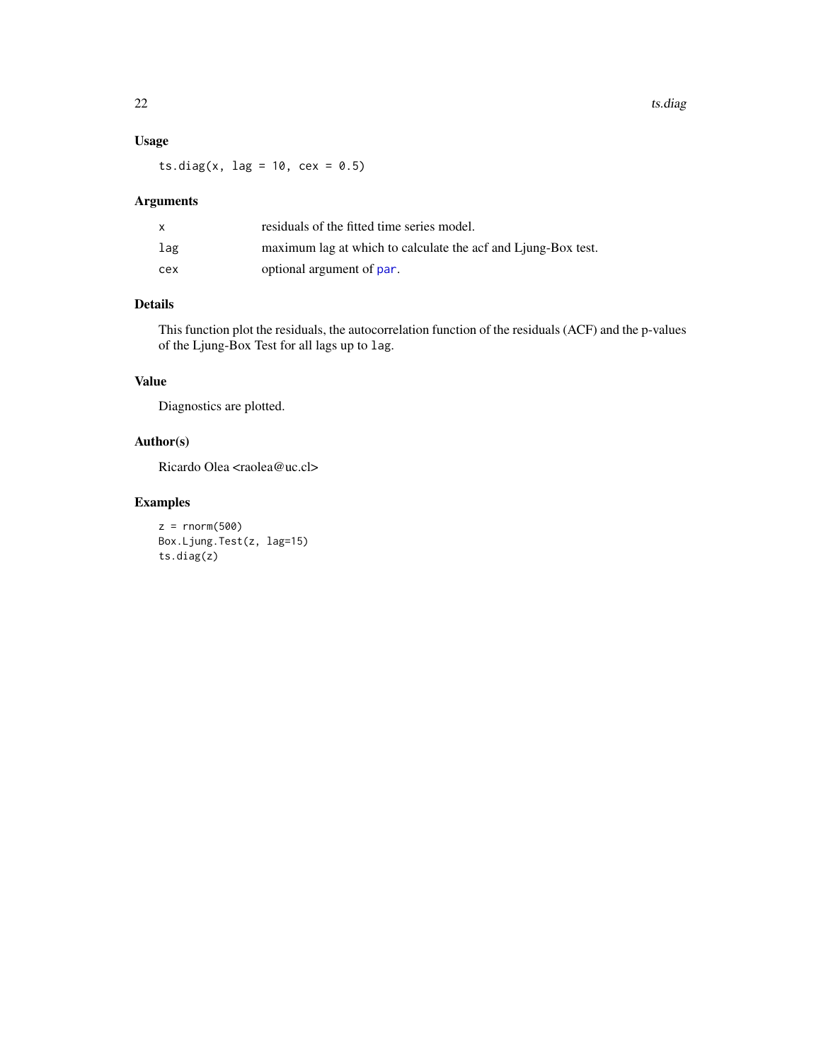### Usage

```
ts.diag(x, lag = 10, cex = 0.5)
```

### Arguments

| | |
|---|---|
| x | residuals of the fitted time series model. |
| lag | maximum lag at which to calculate the acf and Ljung-Box test. |
| cex | optional argument of par. |

### Details

This function plot the residuals, the autocorrelation function of the residuals (ACF) and the p-values of the Ljung-Box Test for all lags up to lag.

### Value

Diagnostics are plotted.

### Author(s)

Ricardo Olea <raolea@uc.cl>

### Examples

```
z = rnorm(500)
Box.Ljung.Test(z, lag=15)
ts.diag(z)
```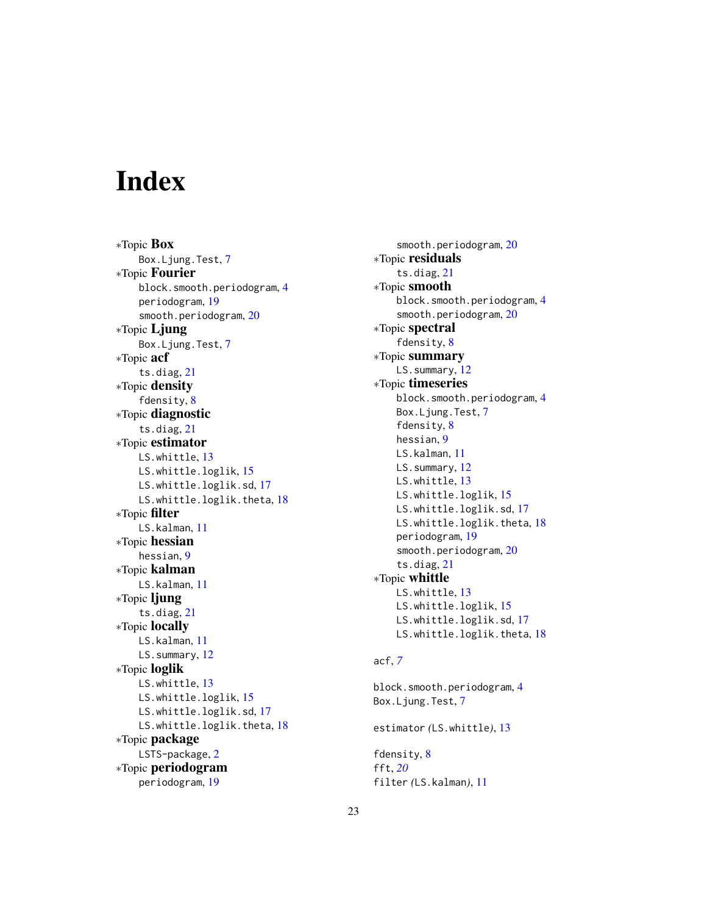# Index

*Topic **Box**
  Box.Ljung.Test, 7

*Topic **Fourier**
  block.smooth.periodogram, 4
  periodogram, 19
  smooth.periodogram, 20

*Topic **Ljung**
  Box.Ljung.Test, 7

*Topic **acf**
  ts.diag, 21

*Topic **density**
  fdensity, 8

*Topic **diagnostic**
  ts.diag, 21

*Topic **estimator**
  LS.whittle, 13
  LS.whittle.loglik, 15
  LS.whittle.loglik.sd, 17
  LS.whittle.loglik.theta, 18

*Topic **filter**
  LS.kalman, 11

*Topic **hessian**
  hessian, 9

*Topic **kalman**
  LS.kalman, 11

*Topic **ljung**
  ts.diag, 21

*Topic **locally**
  LS.kalman, 11
  LS.summary, 12

*Topic **loglik**
  LS.whittle, 13
  LS.whittle.loglik, 15
  LS.whittle.loglik.sd, 17
  LS.whittle.loglik.theta, 18

*Topic **package**
  LSTS-package, 2

*Topic **periodogram**
  periodogram, 19
  smooth.periodogram, 20

*Topic **residuals**
  ts.diag, 21

*Topic **smooth**
  block.smooth.periodogram, 4
  smooth.periodogram, 20

*Topic **spectral**
  fdensity, 8

*Topic **summary**
  LS.summary, 12

*Topic **timeseries**
  block.smooth.periodogram, 4
  Box.Ljung.Test, 7
  fdensity, 8
  hessian, 9
  LS.kalman, 11
  LS.summary, 12
  LS.whittle, 13
  LS.whittle.loglik, 15
  LS.whittle.loglik.sd, 17
  LS.whittle.loglik.theta, 18
  periodogram, 19
  smooth.periodogram, 20
  ts.diag, 21

*Topic **whittle**
  LS.whittle, 13
  LS.whittle.loglik, 15
  LS.whittle.loglik.sd, 17
  LS.whittle.loglik.theta, 18

acf, *7*

block.smooth.periodogram, 4
Box.Ljung.Test, 7

estimator *(*LS.whittle*)*, 13

fdensity, 8
fft, *20*
filter *(*LS.kalman*)*, 11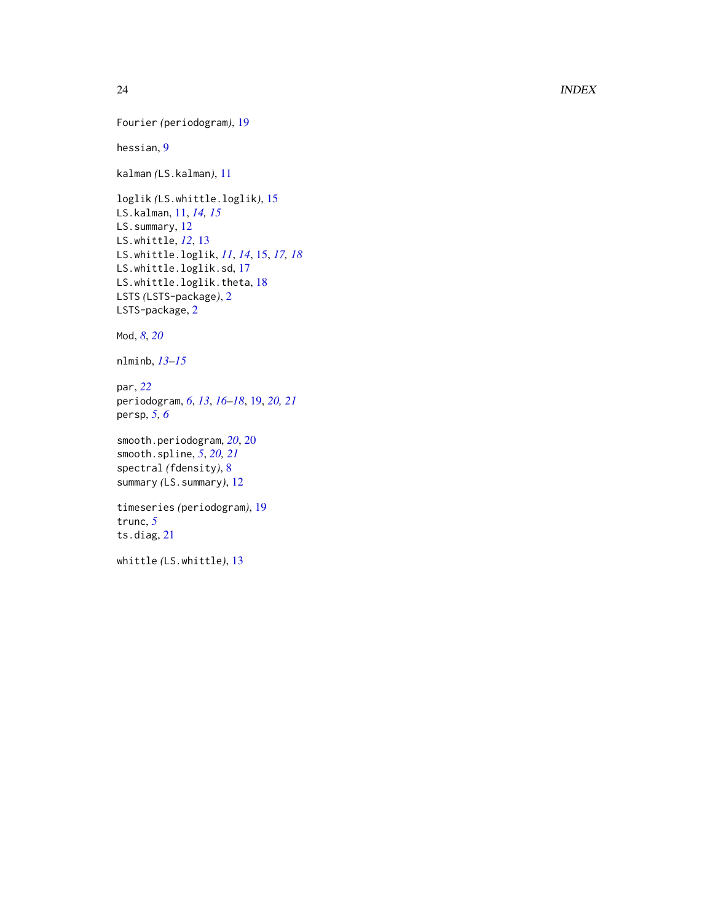Fourier *(*periodogram*)*, 19

hessian, 9

kalman *(*LS.kalman*)*, 11

loglik *(*LS.whittle.loglik*)*, 15
LS.kalman, 11, *14, 15*
LS.summary, 12
LS.whittle, *12*, 13
LS.whittle.loglik, *11*, *14*, 15, *17, 18*
LS.whittle.loglik.sd, 17
LS.whittle.loglik.theta, 18
LSTS *(*LSTS-package*)*, 2
LSTS-package, 2

Mod, *8*, *20*

nlminb, *13–15*

par, *22*
periodogram, *6*, *13*, *16–18*, 19, *20, 21*
persp, *5, 6*

smooth.periodogram, *20*, 20
smooth.spline, *5*, *20, 21*
spectral *(*fdensity*)*, 8
summary *(*LS.summary*)*, 12

timeseries *(*periodogram*)*, 19
trunc, *5*
ts.diag, 21

whittle *(*LS.whittle*)*, 13